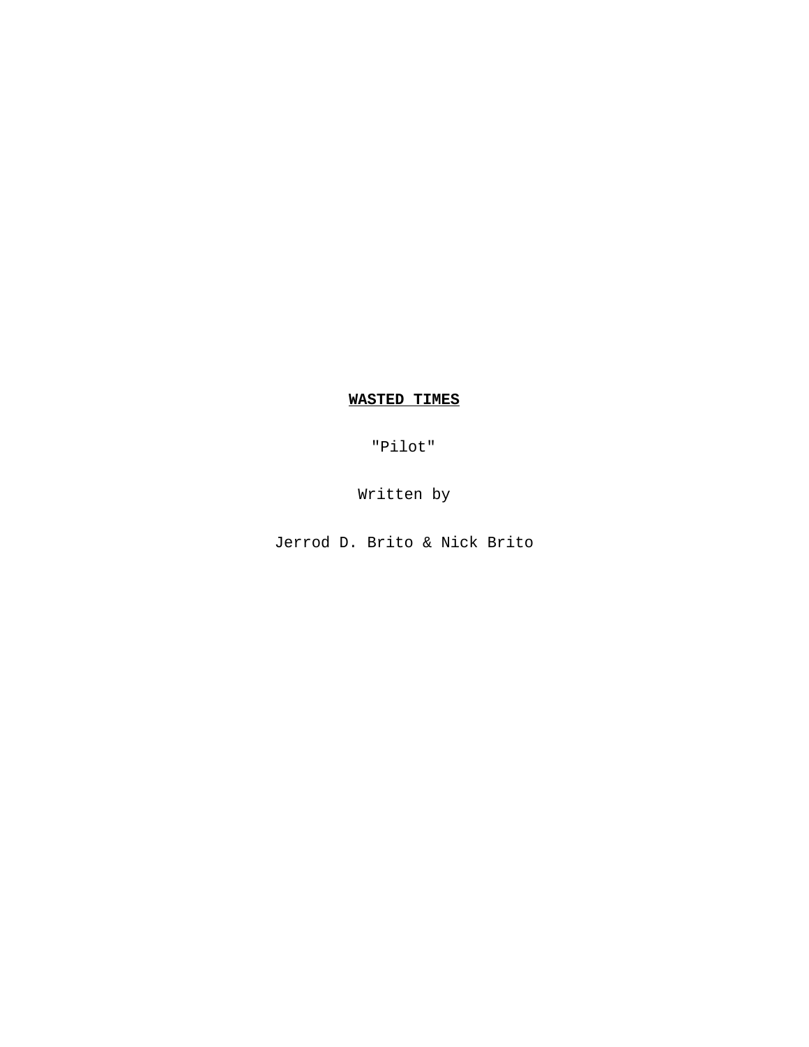# **WASTED TIMES**

"Pilot"

Written by

Jerrod D. Brito & Nick Brito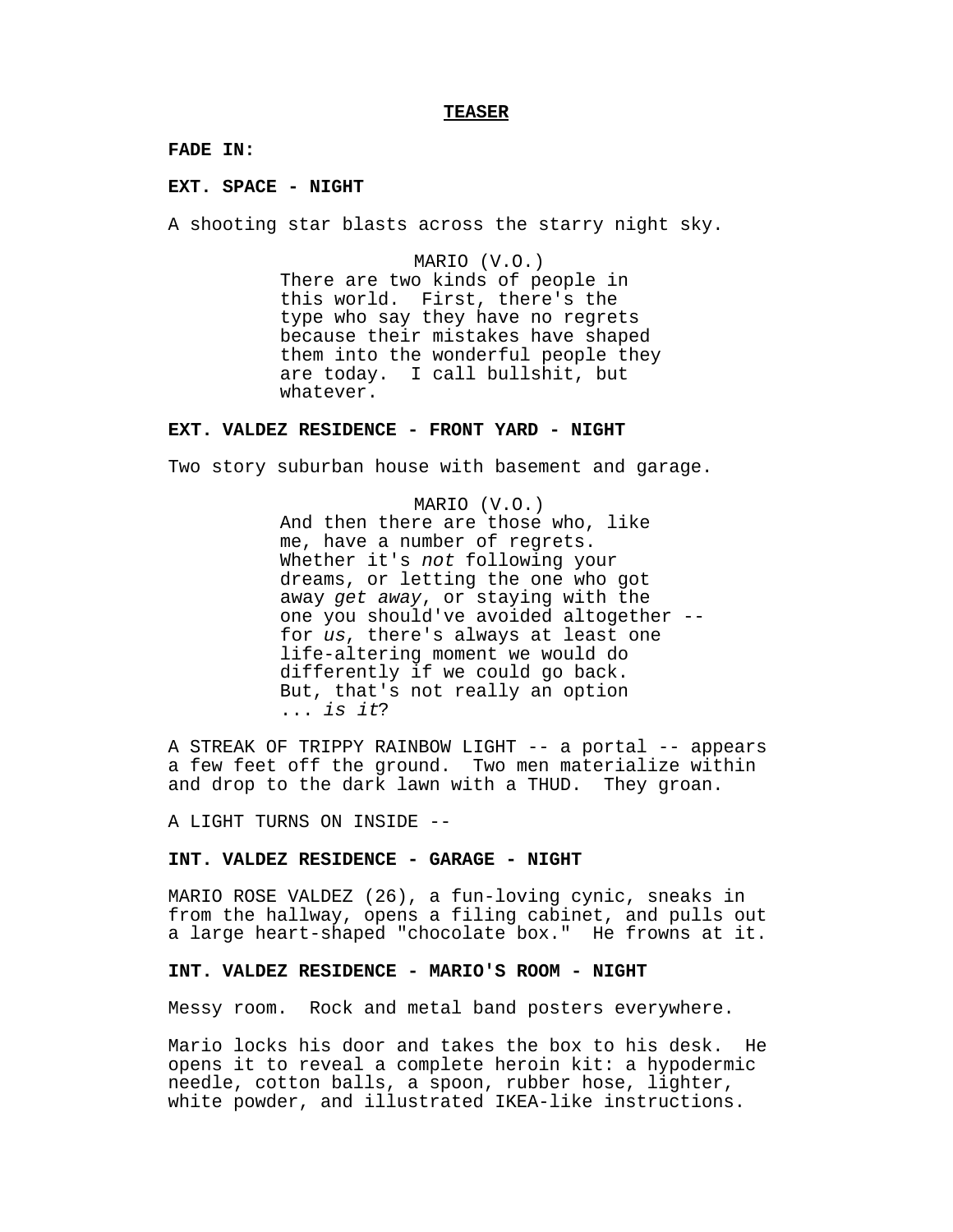**TEASER**

**FADE IN:**

**EXT. SPACE - NIGHT**

A shooting star blasts across the starry night sky.

MARIO (V.O.)
There are two kinds of people in this world. First, there's the type who say they have no regrets because their mistakes have shaped them into the wonderful people they are today. I call bullshit, but whatever.

**EXT. VALDEZ RESIDENCE - FRONT YARD - NIGHT**

Two story suburban house with basement and garage.

MARIO (V.O.)
And then there are those who, like me, have a number of regrets. Whether it's *not* following your dreams, or letting the one who got away *get away*, or staying with the one you should've avoided altogether -- for *us*, there's always at least one life-altering moment we would do differently if we could go back. But, that's not really an option ... *is it*?

A STREAK OF TRIPPY RAINBOW LIGHT -- a portal -- appears a few feet off the ground. Two men materialize within and drop to the dark lawn with a THUD. They groan.

A LIGHT TURNS ON INSIDE --

**INT. VALDEZ RESIDENCE - GARAGE - NIGHT**

MARIO ROSE VALDEZ (26), a fun-loving cynic, sneaks in from the hallway, opens a filing cabinet, and pulls out a large heart-shaped "chocolate box." He frowns at it.

**INT. VALDEZ RESIDENCE - MARIO'S ROOM - NIGHT**

Messy room. Rock and metal band posters everywhere.

Mario locks his door and takes the box to his desk. He opens it to reveal a complete heroin kit: a hypodermic needle, cotton balls, a spoon, rubber hose, lighter, white powder, and illustrated IKEA-like instructions.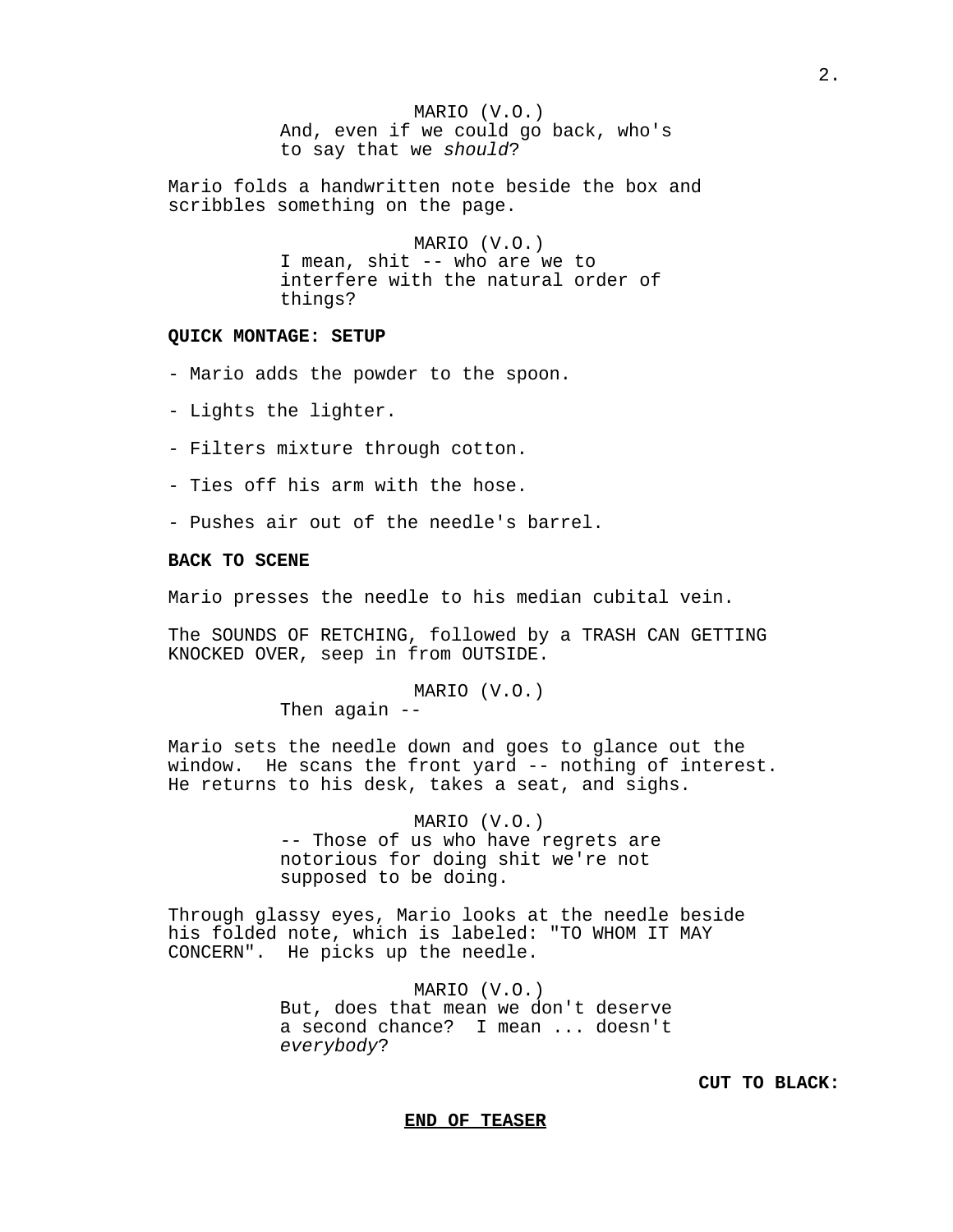MARIO (V.O.)
And, even if we could go back, who's to say that we *should*?

Mario folds a handwritten note beside the box and scribbles something on the page.

MARIO (V.O.)
I mean, shit -- who are we to interfere with the natural order of things?

**QUICK MONTAGE: SETUP**

- Mario adds the powder to the spoon.

- Lights the lighter.

- Filters mixture through cotton.

- Ties off his arm with the hose.

- Pushes air out of the needle's barrel.

**BACK TO SCENE**

Mario presses the needle to his median cubital vein.

The SOUNDS OF RETCHING, followed by a TRASH CAN GETTING KNOCKED OVER, seep in from OUTSIDE.

MARIO (V.O.)
Then again --

Mario sets the needle down and goes to glance out the window. He scans the front yard -- nothing of interest. He returns to his desk, takes a seat, and sighs.

MARIO (V.O.)
-- Those of us who have regrets are notorious for doing shit we're not supposed to be doing.

Through glassy eyes, Mario looks at the needle beside his folded note, which is labeled: "TO WHOM IT MAY CONCERN". He picks up the needle.

MARIO (V.O.)
But, does that mean we don't deserve a second chance? I mean ... doesn't *everybody*?

**CUT TO BLACK:**

**END OF TEASER**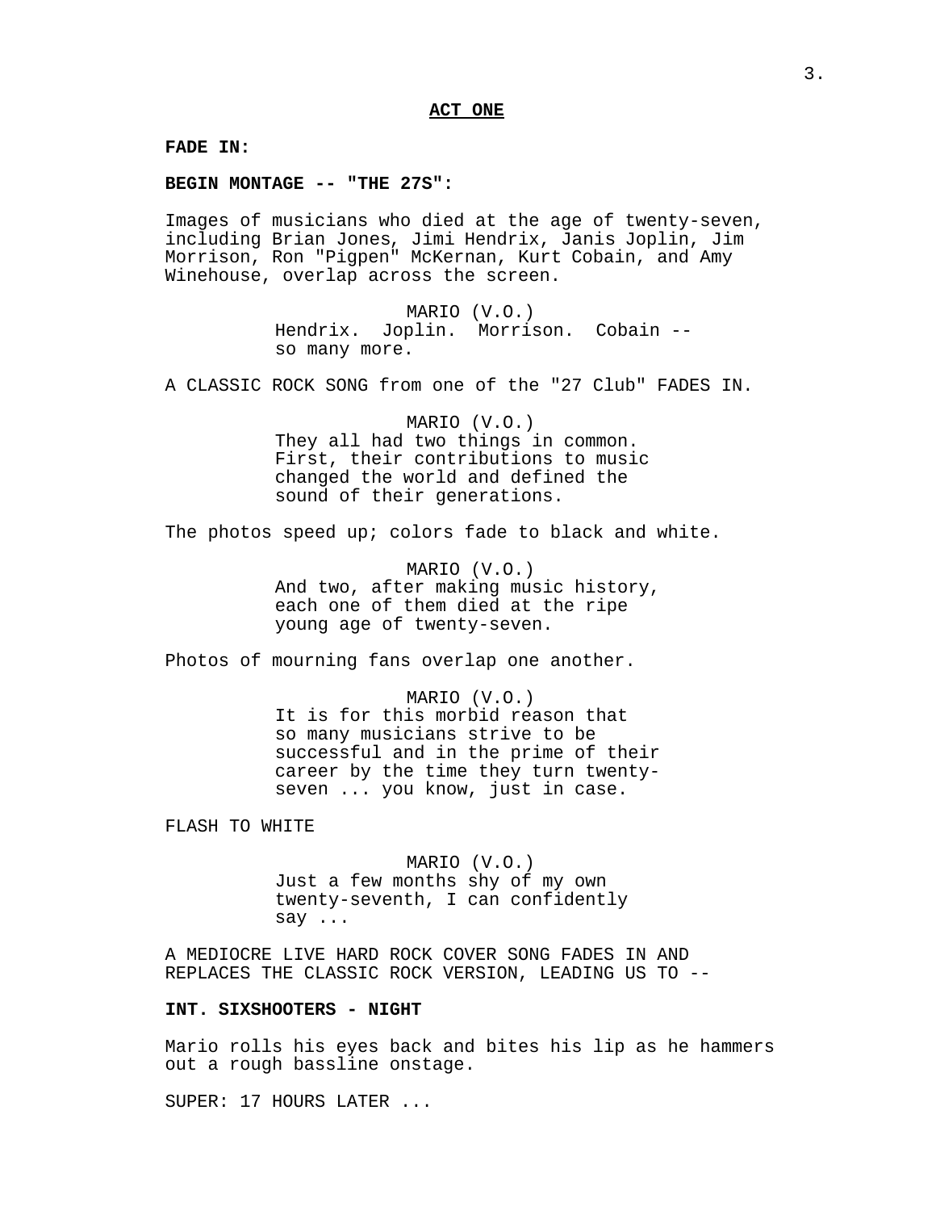**ACT ONE**

**FADE IN:**

**BEGIN MONTAGE -- "THE 27S":**

Images of musicians who died at the age of twenty-seven, including Brian Jones, Jimi Hendrix, Janis Joplin, Jim Morrison, Ron "Pigpen" McKernan, Kurt Cobain, and Amy Winehouse, overlap across the screen.

MARIO (V.O.)
Hendrix. Joplin. Morrison. Cobain -- so many more.

A CLASSIC ROCK SONG from one of the "27 Club" FADES IN.

MARIO (V.O.)
They all had two things in common. First, their contributions to music changed the world and defined the sound of their generations.

The photos speed up; colors fade to black and white.

MARIO (V.O.)
And two, after making music history, each one of them died at the ripe young age of twenty-seven.

Photos of mourning fans overlap one another.

MARIO (V.O.)
It is for this morbid reason that so many musicians strive to be successful and in the prime of their career by the time they turn twenty-seven ... you know, just in case.

FLASH TO WHITE

MARIO (V.O.)
Just a few months shy of my own twenty-seventh, I can confidently say ...

A MEDIOCRE LIVE HARD ROCK COVER SONG FADES IN AND REPLACES THE CLASSIC ROCK VERSION, LEADING US TO --

**INT. SIXSHOOTERS - NIGHT**

Mario rolls his eyes back and bites his lip as he hammers out a rough bassline onstage.

SUPER: 17 HOURS LATER ...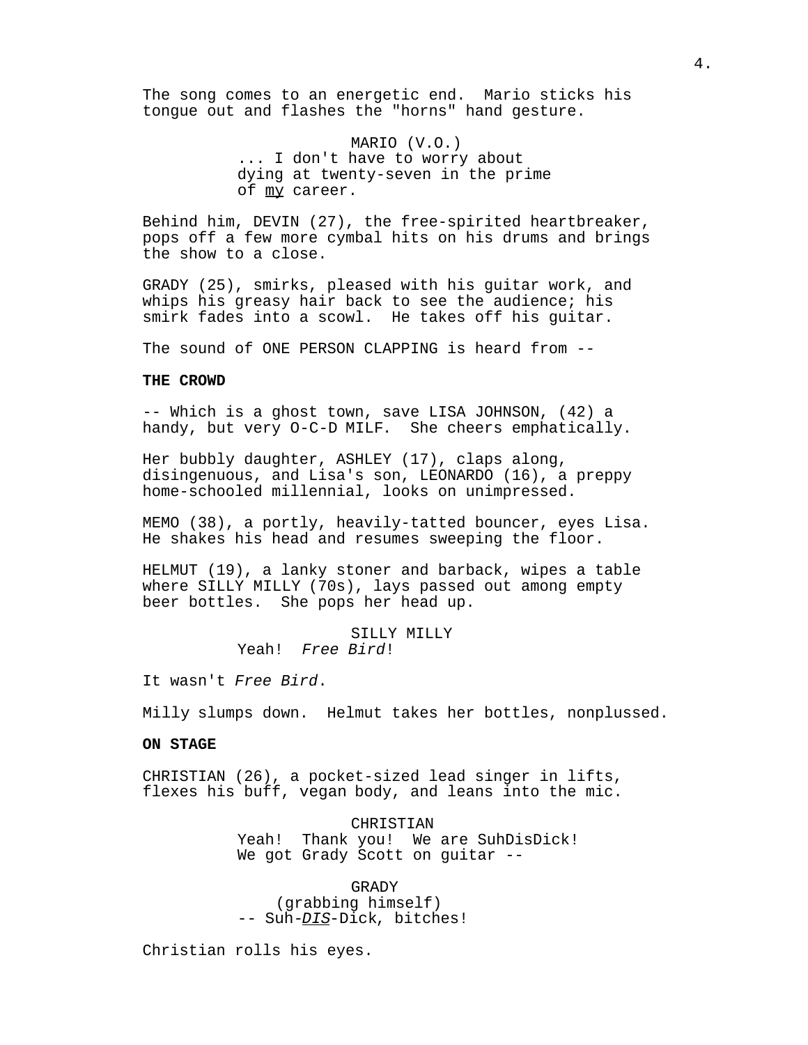The song comes to an energetic end. Mario sticks his tongue out and flashes the "horns" hand gesture.

MARIO (V.O.)
... I don't have to worry about dying at twenty-seven in the prime of <u>my</u> career.

Behind him, DEVIN (27), the free-spirited heartbreaker, pops off a few more cymbal hits on his drums and brings the show to a close.

GRADY (25), smirks, pleased with his guitar work, and whips his greasy hair back to see the audience; his smirk fades into a scowl. He takes off his guitar.

The sound of ONE PERSON CLAPPING is heard from --

**THE CROWD**

-- Which is a ghost town, save LISA JOHNSON, (42) a handy, but very O-C-D MILF. She cheers emphatically.

Her bubbly daughter, ASHLEY (17), claps along, disingenuous, and Lisa's son, LEONARDO (16), a preppy home-schooled millennial, looks on unimpressed.

MEMO (38), a portly, heavily-tatted bouncer, eyes Lisa. He shakes his head and resumes sweeping the floor.

HELMUT (19), a lanky stoner and barback, wipes a table where SILLY MILLY (70s), lays passed out among empty beer bottles. She pops her head up.

SILLY MILLY
Yeah! *Free Bird*!

It wasn't *Free Bird*.

Milly slumps down. Helmut takes her bottles, nonplussed.

**ON STAGE**

CHRISTIAN (26), a pocket-sized lead singer in lifts, flexes his buff, vegan body, and leans into the mic.

CHRISTIAN
Yeah! Thank you! We are SuhDisDick! We got Grady Scott on guitar --

GRADY
(grabbing himself)
-- Suh-<u>*DIS*</u>-Dick, bitches!

Christian rolls his eyes.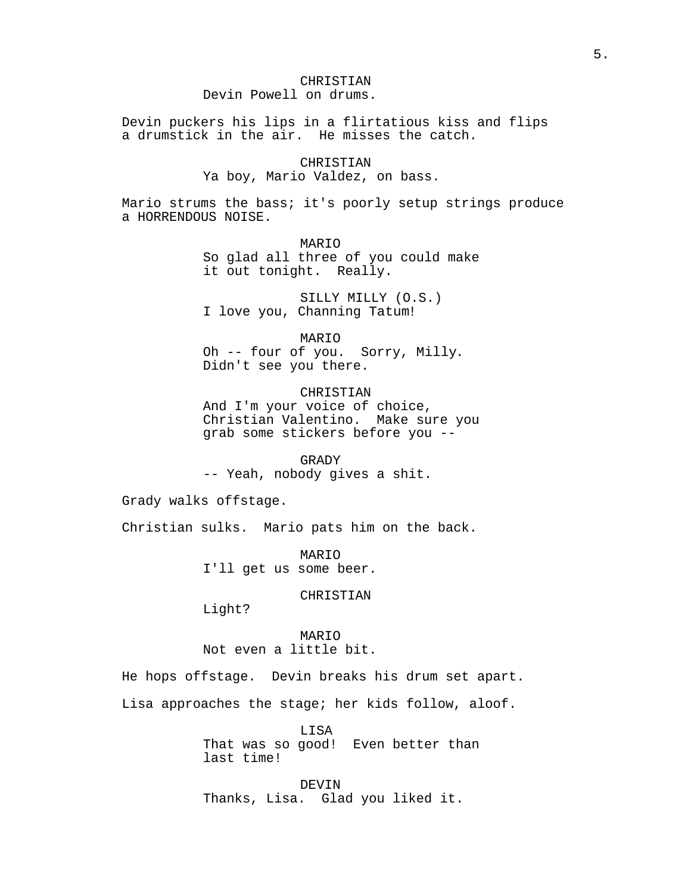CHRISTIAN
Devin Powell on drums.

Devin puckers his lips in a flirtatious kiss and flips a drumstick in the air. He misses the catch.

CHRISTIAN
Ya boy, Mario Valdez, on bass.

Mario strums the bass; it's poorly setup strings produce a HORRENDOUS NOISE.

MARIO
So glad all three of you could make it out tonight. Really.

SILLY MILLY (O.S.)
I love you, Channing Tatum!

MARIO
Oh -- four of you. Sorry, Milly. Didn't see you there.

CHRISTIAN
And I'm your voice of choice, Christian Valentino. Make sure you grab some stickers before you --

GRADY
-- Yeah, nobody gives a shit.

Grady walks offstage.

Christian sulks. Mario pats him on the back.

MARIO
I'll get us some beer.

CHRISTIAN
Light?

MARIO
Not even a little bit.

He hops offstage. Devin breaks his drum set apart.

Lisa approaches the stage; her kids follow, aloof.

LISA
That was so good! Even better than last time!

DEVIN
Thanks, Lisa. Glad you liked it.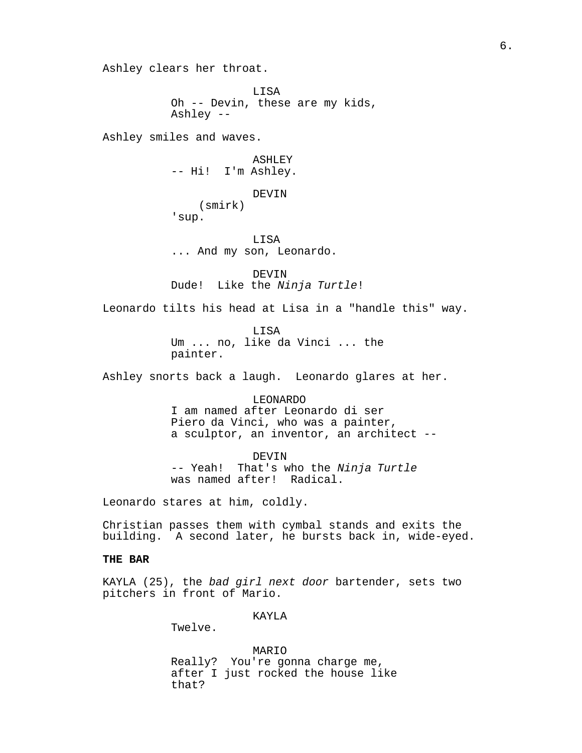Ashley clears her throat.

LISA
Oh -- Devin, these are my kids, Ashley --

Ashley smiles and waves.

ASHLEY
-- Hi!  I'm Ashley.

DEVIN
(smirk)
'sup.

LISA
... And my son, Leonardo.

DEVIN
Dude!  Like the *Ninja Turtle*!

Leonardo tilts his head at Lisa in a "handle this" way.

LISA
Um ... no, like da Vinci ... the painter.

Ashley snorts back a laugh.  Leonardo glares at her.

LEONARDO
I am named after Leonardo di ser Piero da Vinci, who was a painter, a sculptor, an inventor, an architect --

DEVIN
-- Yeah!  That's who the *Ninja Turtle* was named after!  Radical.

Leonardo stares at him, coldly.

Christian passes them with cymbal stands and exits the building.  A second later, he bursts back in, wide-eyed.

**THE BAR**

KAYLA (25), the *bad girl next door* bartender, sets two pitchers in front of Mario.

KAYLA
Twelve.

MARIO
Really?  You're gonna charge me, after I just rocked the house like that?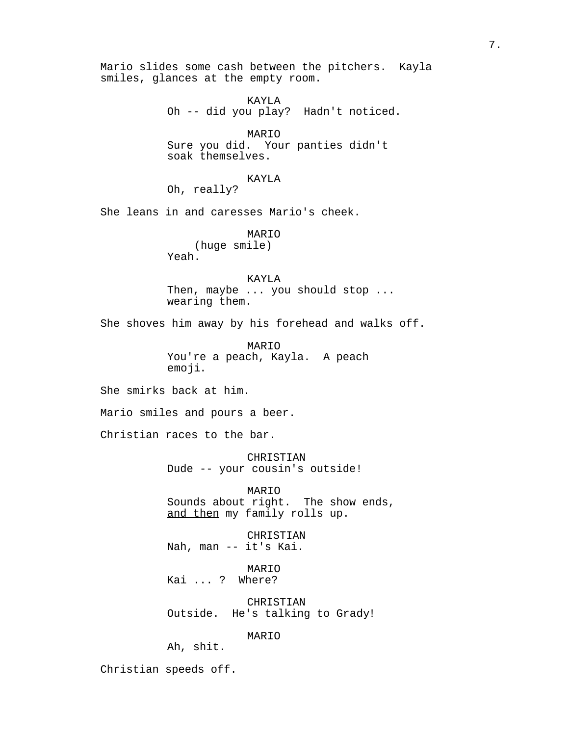Mario slides some cash between the pitchers. Kayla smiles, glances at the empty room.

KAYLA
Oh -- did you play? Hadn't noticed.

MARIO
Sure you did. Your panties didn't soak themselves.

KAYLA
Oh, really?

She leans in and caresses Mario's cheek.

MARIO
(huge smile)
Yeah.

KAYLA
Then, maybe ... you should stop ... wearing them.

She shoves him away by his forehead and walks off.

MARIO
You're a peach, Kayla. A peach emoji.

She smirks back at him.

Mario smiles and pours a beer.

Christian races to the bar.

CHRISTIAN
Dude -- your cousin's outside!

MARIO
Sounds about right. The show ends, <u>and then</u> my family rolls up.

CHRISTIAN
Nah, man -- it's Kai.

MARIO
Kai ... ? Where?

CHRISTIAN
Outside. He's talking to <u>Grady</u>!

MARIO
Ah, shit.

Christian speeds off.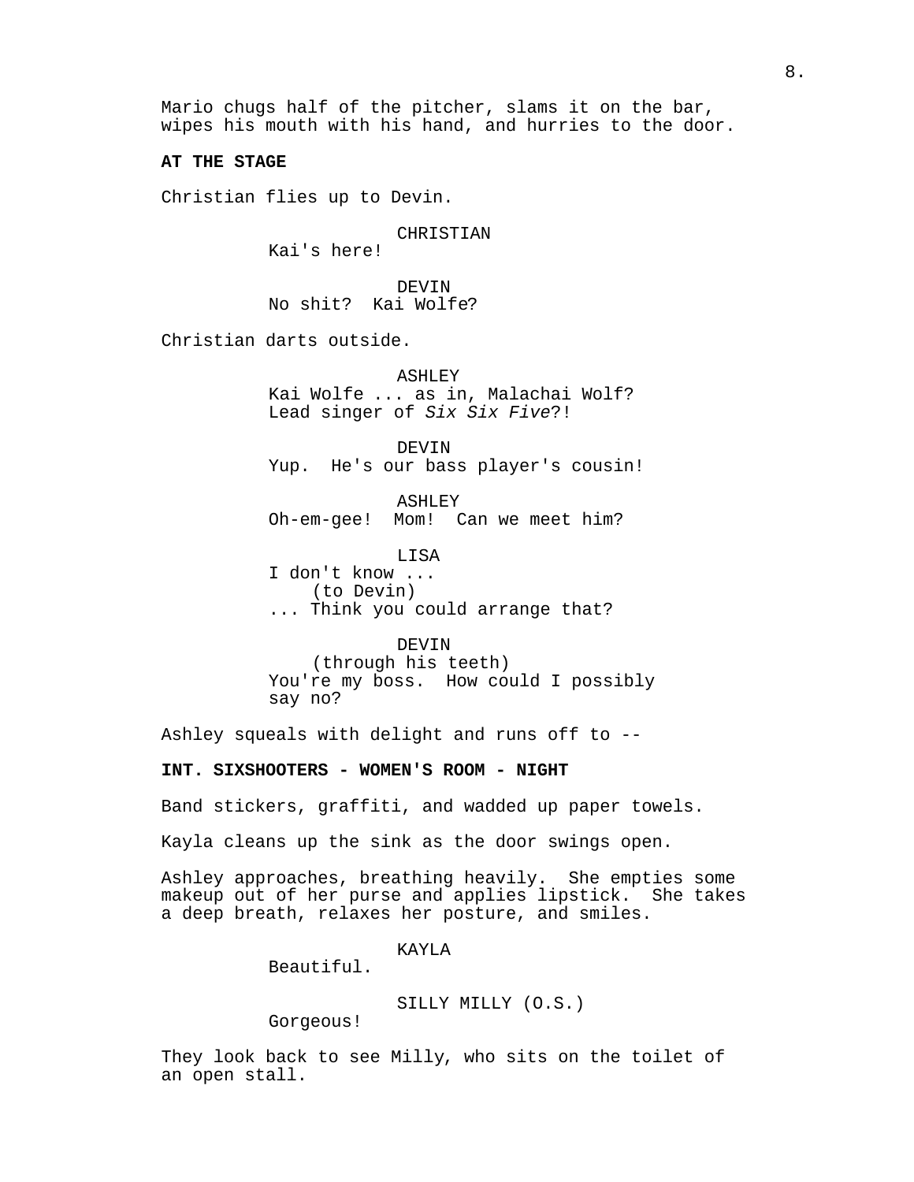Mario chugs half of the pitcher, slams it on the bar, wipes his mouth with his hand, and hurries to the door.

**AT THE STAGE**

Christian flies up to Devin.

CHRISTIAN
Kai's here!

DEVIN
No shit? Kai Wolfe?

Christian darts outside.

ASHLEY
Kai Wolfe ... as in, Malachai Wolf? Lead singer of *Six Six Five*?!

DEVIN
Yup. He's our bass player's cousin!

ASHLEY
Oh-em-gee! Mom! Can we meet him?

LISA
I don't know ...
(to Devin)
... Think you could arrange that?

DEVIN
(through his teeth)
You're my boss. How could I possibly say no?

Ashley squeals with delight and runs off to --

**INT. SIXSHOOTERS - WOMEN'S ROOM - NIGHT**

Band stickers, graffiti, and wadded up paper towels.

Kayla cleans up the sink as the door swings open.

Ashley approaches, breathing heavily. She empties some makeup out of her purse and applies lipstick. She takes a deep breath, relaxes her posture, and smiles.

KAYLA
Beautiful.

SILLY MILLY (O.S.)
Gorgeous!

They look back to see Milly, who sits on the toilet of an open stall.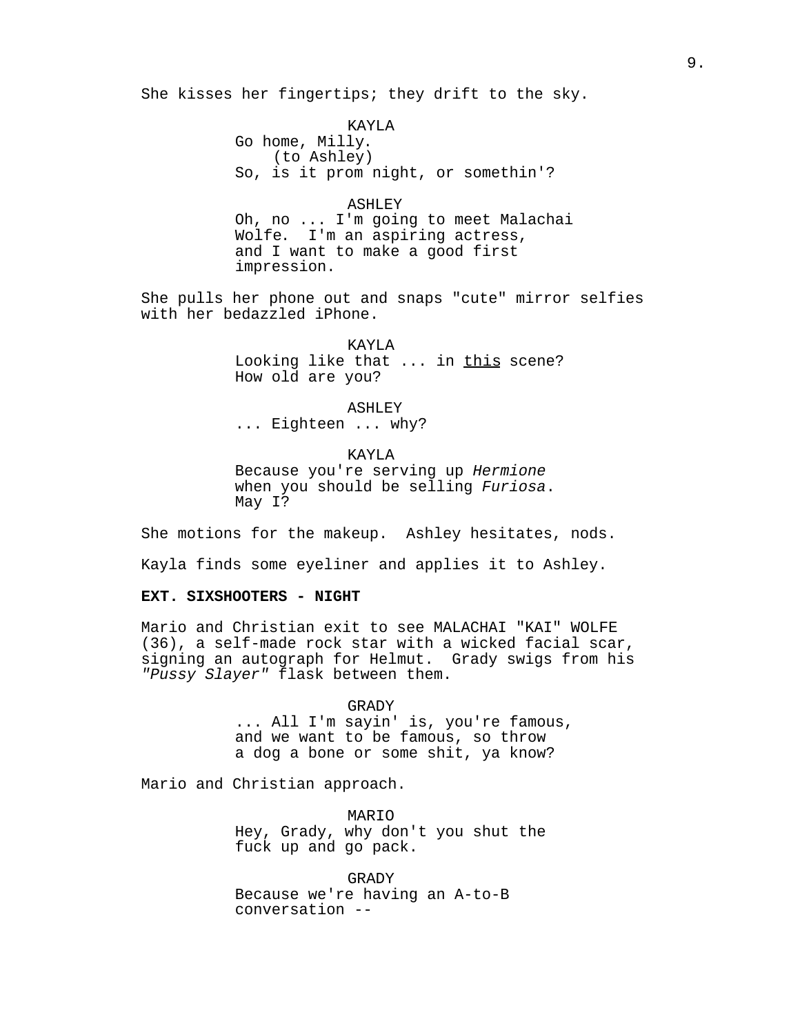She kisses her fingertips; they drift to the sky.

KAYLA
Go home, Milly.
(to Ashley)
So, is it prom night, or somethin'?

ASHLEY
Oh, no ... I'm going to meet Malachai Wolfe. I'm an aspiring actress, and I want to make a good first impression.

She pulls her phone out and snaps "cute" mirror selfies with her bedazzled iPhone.

KAYLA
Looking like that ... in <u>this</u> scene? How old are you?

ASHLEY
... Eighteen ... why?

KAYLA
Because you're serving up *Hermione* when you should be selling *Furiosa*. May I?

She motions for the makeup. Ashley hesitates, nods.

Kayla finds some eyeliner and applies it to Ashley.

**EXT. SIXSHOOTERS - NIGHT**

Mario and Christian exit to see MALACHAI "KAI" WOLFE (36), a self-made rock star with a wicked facial scar, signing an autograph for Helmut. Grady swigs from his *"Pussy Slayer"* flask between them.

GRADY
... All I'm sayin' is, you're famous, and we want to be famous, so throw a dog a bone or some shit, ya know?

Mario and Christian approach.

MARIO
Hey, Grady, why don't you shut the fuck up and go pack.

GRADY
Because we're having an A-to-B conversation --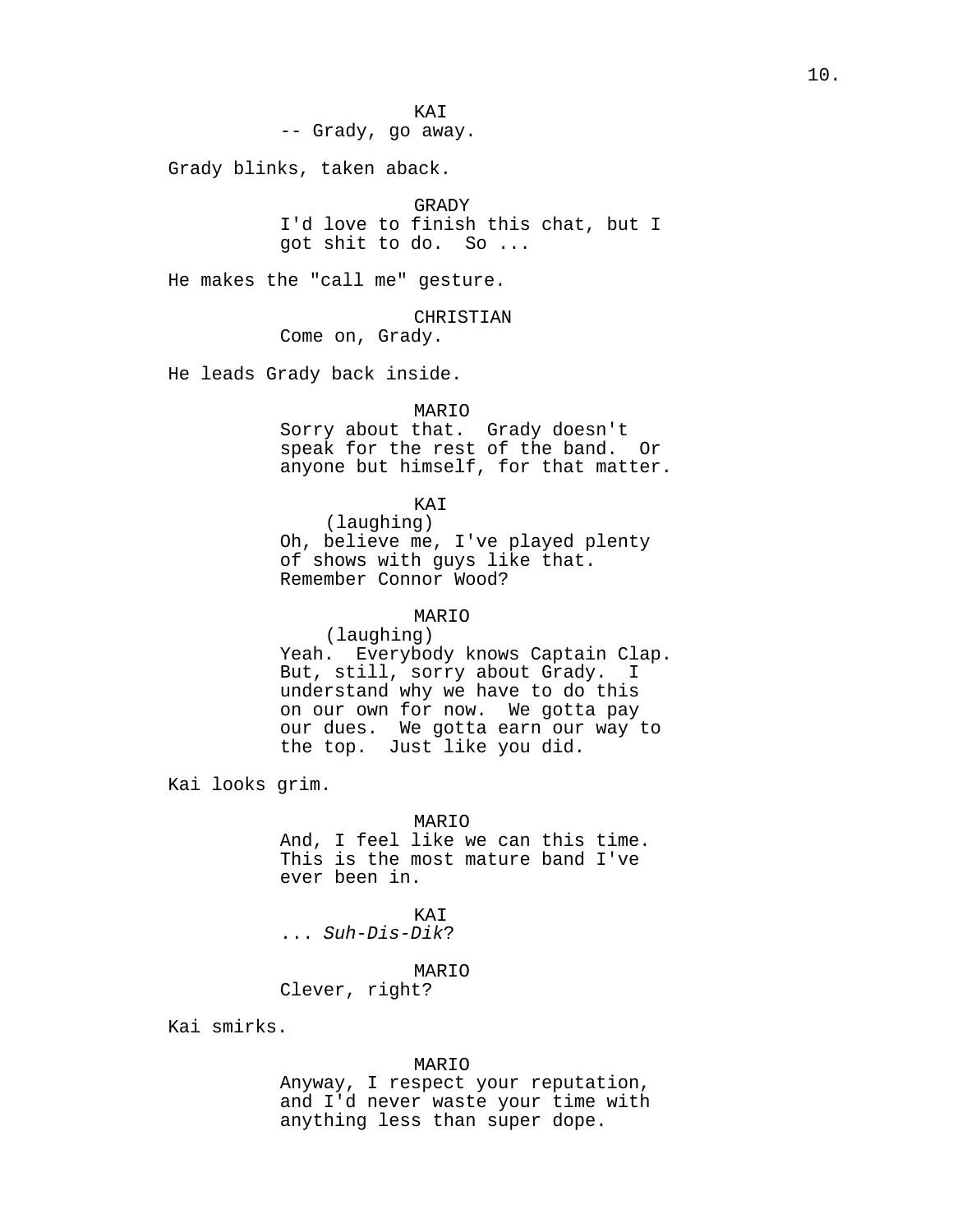KAI
-- Grady, go away.

Grady blinks, taken aback.

GRADY
I'd love to finish this chat, but I got shit to do. So ...

He makes the "call me" gesture.

CHRISTIAN
Come on, Grady.

He leads Grady back inside.

MARIO
Sorry about that. Grady doesn't speak for the rest of the band. Or anyone but himself, for that matter.

KAI
(laughing)
Oh, believe me, I've played plenty of shows with guys like that. Remember Connor Wood?

MARIO
(laughing)
Yeah. Everybody knows Captain Clap. But, still, sorry about Grady. I understand why we have to do this on our own for now. We gotta pay our dues. We gotta earn our way to the top. Just like you did.

Kai looks grim.

MARIO
And, I feel like we can this time. This is the most mature band I've ever been in.

KAI
... *Suh-Dis-Dik*?

MARIO
Clever, right?

Kai smirks.

MARIO
Anyway, I respect your reputation, and I'd never waste your time with anything less than super dope.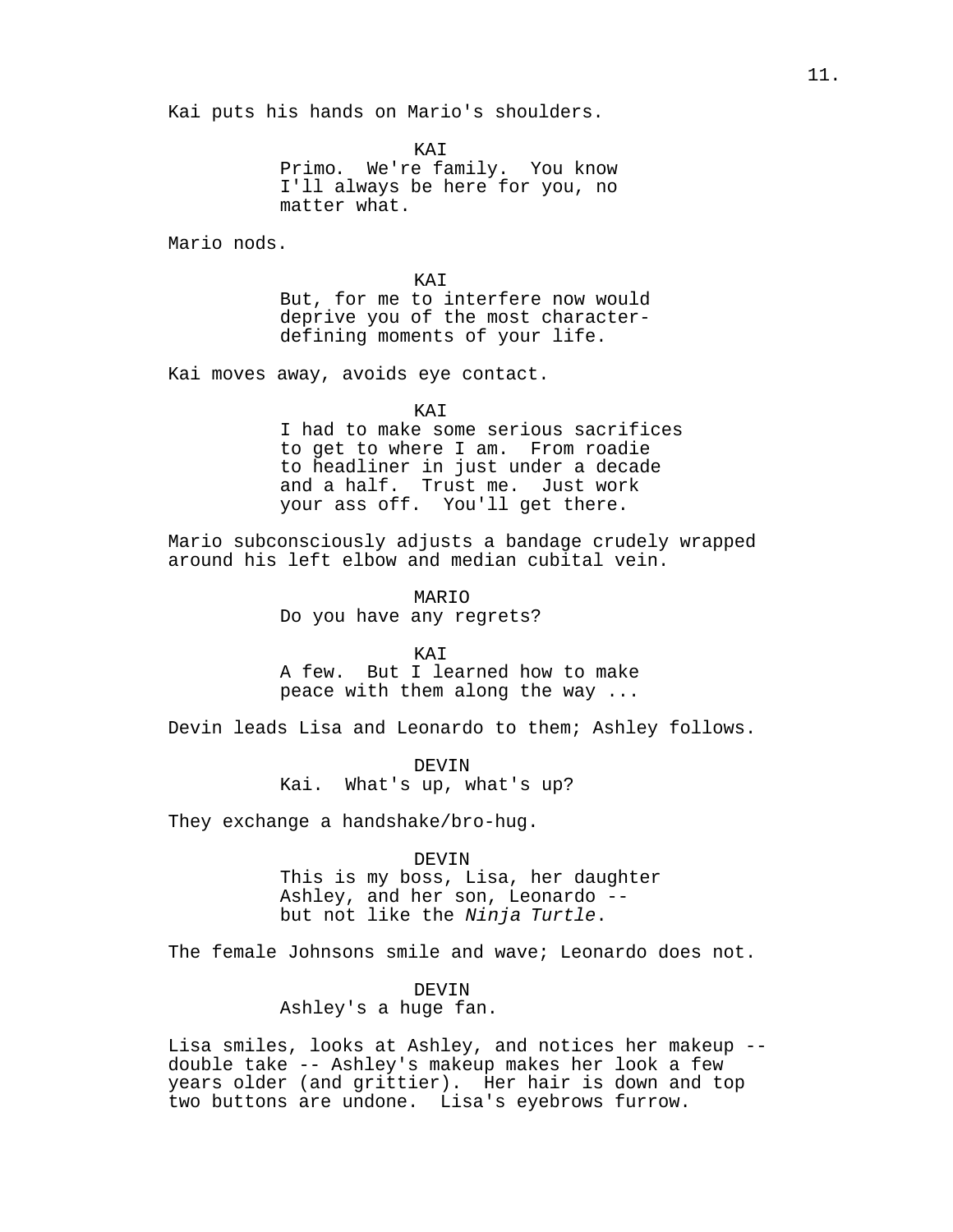Kai puts his hands on Mario's shoulders.

KAI
Primo. We're family. You know I'll always be here for you, no matter what.

Mario nods.

KAI
But, for me to interfere now would deprive you of the most character-defining moments of your life.

Kai moves away, avoids eye contact.

KAI
I had to make some serious sacrifices to get to where I am. From roadie to headliner in just under a decade and a half. Trust me. Just work your ass off. You'll get there.

Mario subconsciously adjusts a bandage crudely wrapped around his left elbow and median cubital vein.

MARIO
Do you have any regrets?

KAI
A few. But I learned how to make peace with them along the way ...

Devin leads Lisa and Leonardo to them; Ashley follows.

DEVIN
Kai. What's up, what's up?

They exchange a handshake/bro-hug.

DEVIN
This is my boss, Lisa, her daughter Ashley, and her son, Leonardo -- but not like the *Ninja Turtle*.

The female Johnsons smile and wave; Leonardo does not.

DEVIN
Ashley's a huge fan.

Lisa smiles, looks at Ashley, and notices her makeup -- double take -- Ashley's makeup makes her look a few years older (and grittier). Her hair is down and top two buttons are undone. Lisa's eyebrows furrow.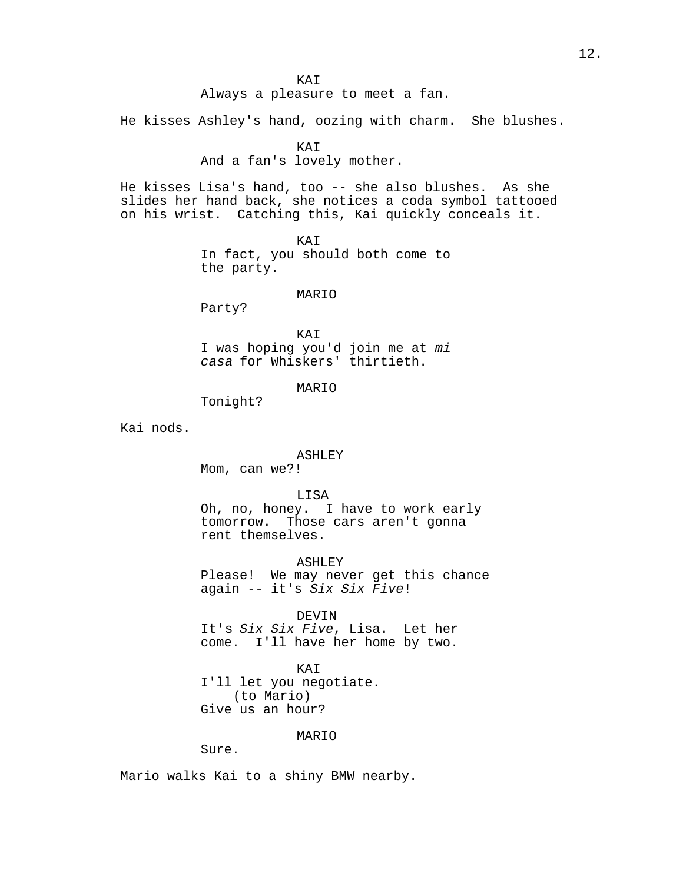KAI
Always a pleasure to meet a fan.

He kisses Ashley's hand, oozing with charm.  She blushes.

KAI
And a fan's lovely mother.

He kisses Lisa's hand, too -- she also blushes.  As she slides her hand back, she notices a coda symbol tattooed on his wrist.  Catching this, Kai quickly conceals it.

KAI
In fact, you should both come to the party.

MARIO
Party?

KAI
I was hoping you'd join me at *mi casa* for Whiskers' thirtieth.

MARIO
Tonight?

Kai nods.

ASHLEY
Mom, can we?!

LISA
Oh, no, honey.  I have to work early tomorrow.  Those cars aren't gonna rent themselves.

ASHLEY
Please!  We may never get this chance again -- it's *Six Six Five*!

DEVIN
It's *Six Six Five*, Lisa.  Let her come.  I'll have her home by two.

KAI
I'll let you negotiate.
(to Mario)
Give us an hour?

MARIO
Sure.

Mario walks Kai to a shiny BMW nearby.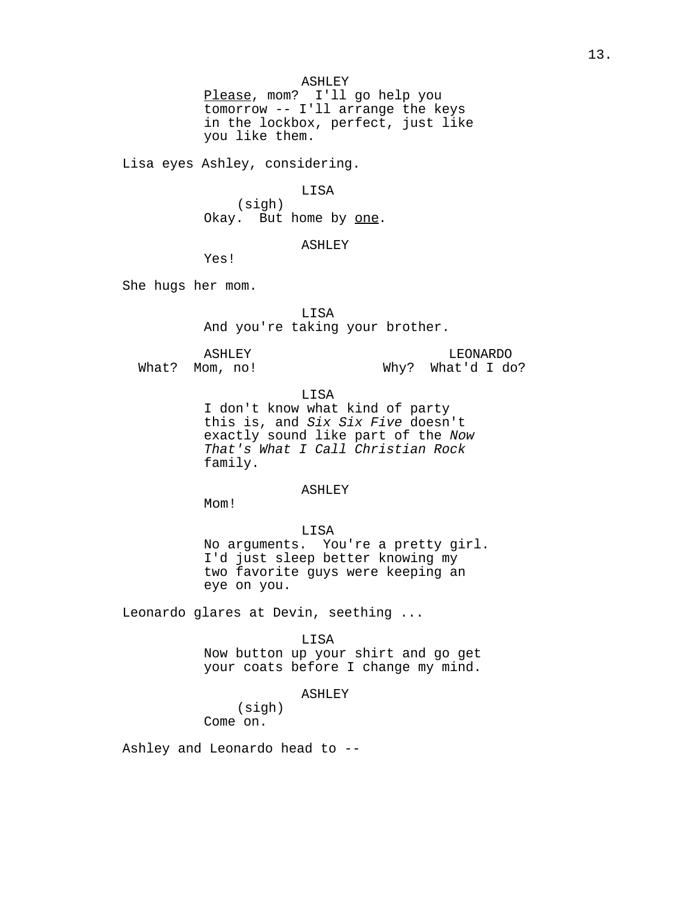ASHLEY

Please, mom? I'll go help you tomorrow -- I'll arrange the keys in the lockbox, perfect, just like you like them.

Lisa eyes Ashley, considering.

LISA

(sigh)

Okay. But home by one.

ASHLEY

Yes!

She hugs her mom.

LISA

And you're taking your brother.

ASHLEY

What? Mom, no!

LEONARDO

Why? What'd I do?

LISA

I don't know what kind of party this is, and *Six Six Five* doesn't exactly sound like part of the *Now That's What I Call Christian Rock* family.

ASHLEY

Mom!

LISA

No arguments. You're a pretty girl. I'd just sleep better knowing my two favorite guys were keeping an eye on you.

Leonardo glares at Devin, seething ...

LISA

Now button up your shirt and go get your coats before I change my mind.

ASHLEY

(sigh)

Come on.

Ashley and Leonardo head to --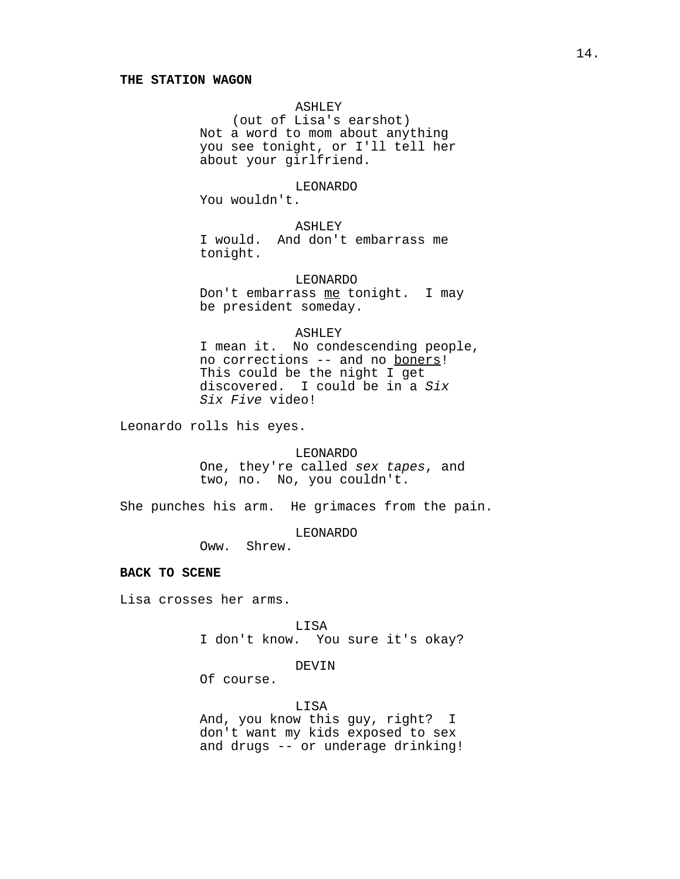**THE STATION WAGON**

ASHLEY
(out of Lisa's earshot)
Not a word to mom about anything you see tonight, or I'll tell her about your girlfriend.

LEONARDO
You wouldn't.

ASHLEY
I would.  And don't embarrass me tonight.

LEONARDO
Don't embarrass <u>me</u> tonight.  I may be president someday.

ASHLEY
I mean it.  No condescending people, no corrections -- and no <u>boners</u>!  This could be the night I get discovered.  I could be in a *Six Six Five* video!

Leonardo rolls his eyes.

LEONARDO
One, they're called *sex tapes*, and two, no.  No, you couldn't.

She punches his arm.  He grimaces from the pain.

LEONARDO
Oww.  Shrew.

**BACK TO SCENE**

Lisa crosses her arms.

LISA
I don't know.  You sure it's okay?

DEVIN
Of course.

LISA
And, you know this guy, right?  I don't want my kids exposed to sex and drugs -- or underage drinking!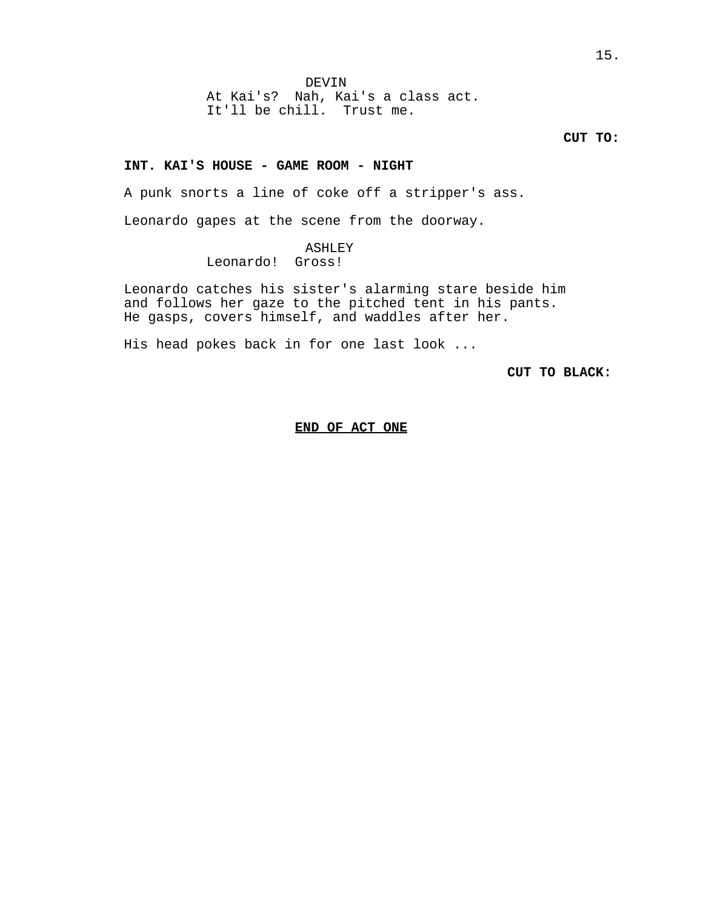DEVIN
At Kai's?  Nah, Kai's a class act.
It'll be chill.  Trust me.

**CUT TO:**

**INT. KAI'S HOUSE - GAME ROOM - NIGHT**

A punk snorts a line of coke off a stripper's ass.

Leonardo gapes at the scene from the doorway.

ASHLEY
Leonardo!  Gross!

Leonardo catches his sister's alarming stare beside him and follows her gaze to the pitched tent in his pants. He gasps, covers himself, and waddles after her.

His head pokes back in for one last look ...

**CUT TO BLACK:**

**END OF ACT ONE**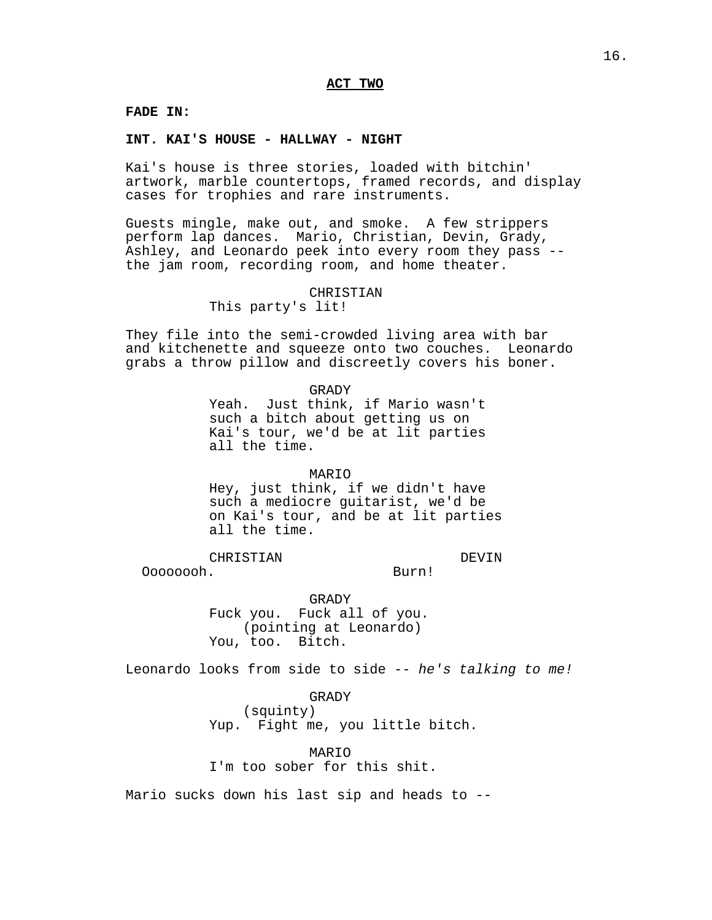**ACT TWO**

**FADE IN:**

**INT. KAI'S HOUSE - HALLWAY - NIGHT**

Kai's house is three stories, loaded with bitchin' artwork, marble countertops, framed records, and display cases for trophies and rare instruments.

Guests mingle, make out, and smoke. A few strippers perform lap dances. Mario, Christian, Devin, Grady, Ashley, and Leonardo peek into every room they pass -- the jam room, recording room, and home theater.

CHRISTIAN
This party's lit!

They file into the semi-crowded living area with bar and kitchenette and squeeze onto two couches. Leonardo grabs a throw pillow and discreetly covers his boner.

GRADY
Yeah. Just think, if Mario wasn't such a bitch about getting us on Kai's tour, we'd be at lit parties all the time.

MARIO
Hey, just think, if we didn't have such a mediocre guitarist, we'd be on Kai's tour, and be at lit parties all the time.

CHRISTIAN
Oooooooh.

DEVIN
Burn!

GRADY
Fuck you. Fuck all of you.
(pointing at Leonardo)
You, too. Bitch.

Leonardo looks from side to side -- *he's talking to me!*

GRADY
(squinty)
Yup. Fight me, you little bitch.

MARIO
I'm too sober for this shit.

Mario sucks down his last sip and heads to --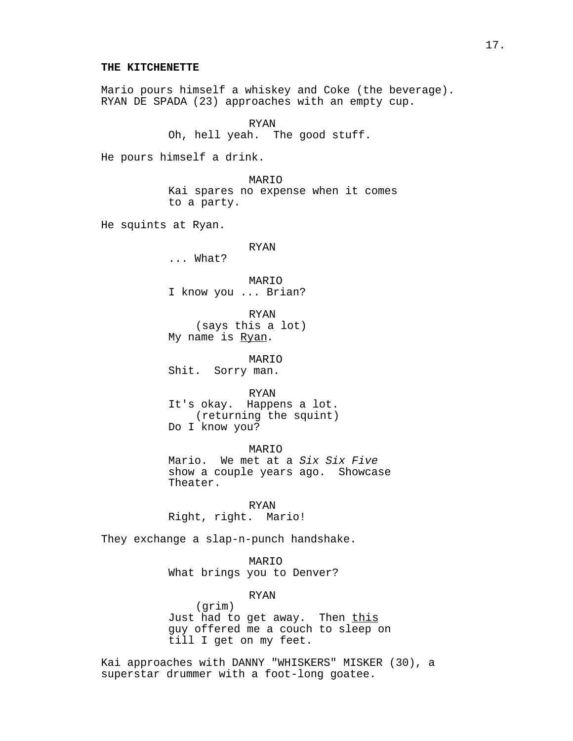**THE KITCHENETTE**

Mario pours himself a whiskey and Coke (the beverage). RYAN DE SPADA (23) approaches with an empty cup.

RYAN
Oh, hell yeah. The good stuff.

He pours himself a drink.

MARIO
Kai spares no expense when it comes to a party.

He squints at Ryan.

RYAN
... What?

MARIO
I know you ... Brian?

RYAN
(says this a lot)
My name is <u>Ryan</u>.

MARIO
Shit. Sorry man.

RYAN
It's okay. Happens a lot.
(returning the squint)
Do I know you?

MARIO
Mario. We met at a *Six Six Five* show a couple years ago. Showcase Theater.

RYAN
Right, right. Mario!

They exchange a slap-n-punch handshake.

MARIO
What brings you to Denver?

RYAN
(grim)
Just had to get away. Then <u>this</u> guy offered me a couch to sleep on till I get on my feet.

Kai approaches with DANNY "WHISKERS" MISKER (30), a superstar drummer with a foot-long goatee.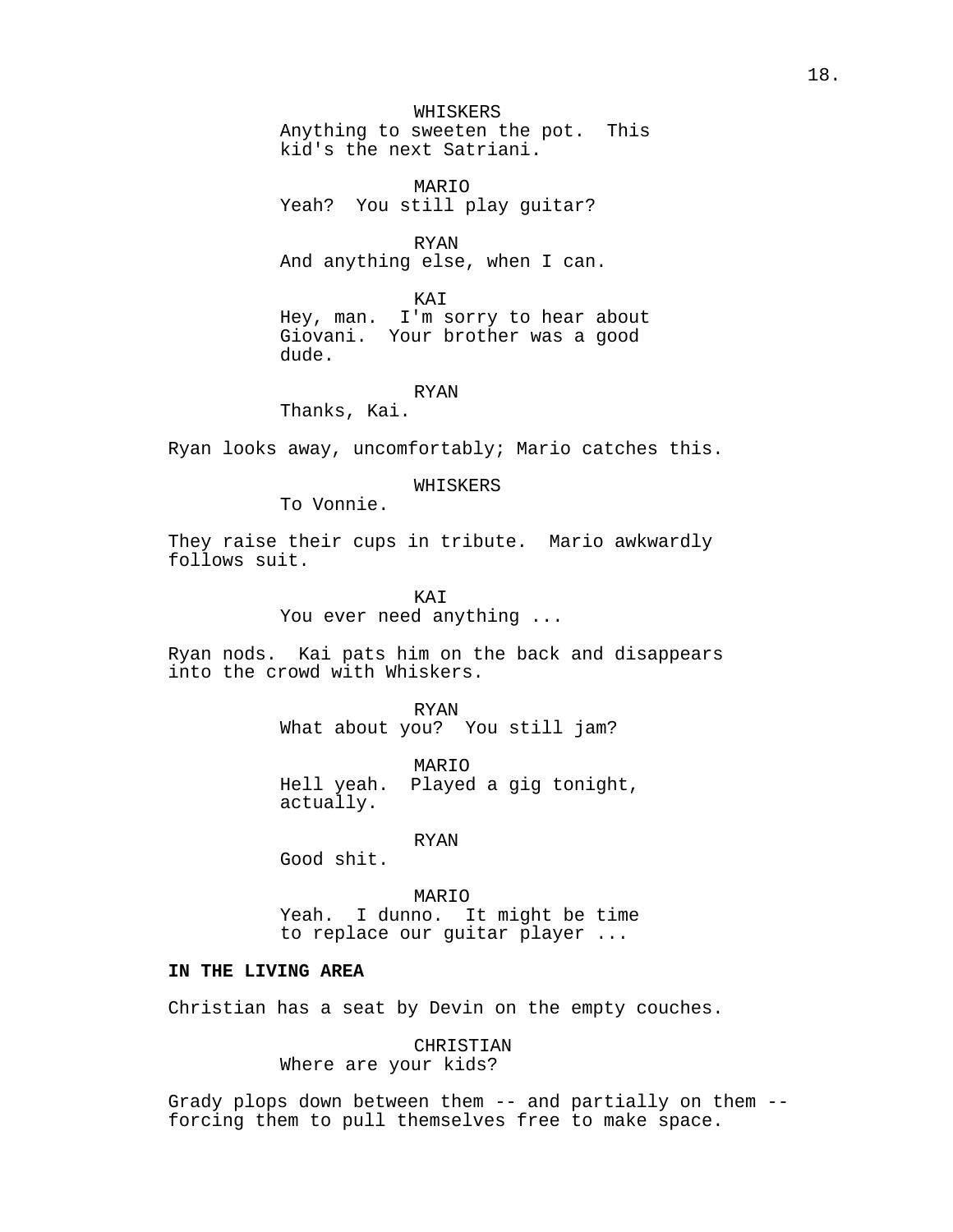WHISKERS
Anything to sweeten the pot. This kid's the next Satriani.

MARIO
Yeah? You still play guitar?

RYAN
And anything else, when I can.

KAI
Hey, man. I'm sorry to hear about Giovani. Your brother was a good dude.

RYAN
Thanks, Kai.

Ryan looks away, uncomfortably; Mario catches this.

WHISKERS
To Vonnie.

They raise their cups in tribute. Mario awkwardly follows suit.

KAI
You ever need anything ...

Ryan nods. Kai pats him on the back and disappears into the crowd with Whiskers.

RYAN
What about you? You still jam?

MARIO
Hell yeah. Played a gig tonight, actually.

RYAN
Good shit.

MARIO
Yeah. I dunno. It might be time to replace our guitar player ...

**IN THE LIVING AREA**

Christian has a seat by Devin on the empty couches.

CHRISTIAN
Where are your kids?

Grady plops down between them -- and partially on them -- forcing them to pull themselves free to make space.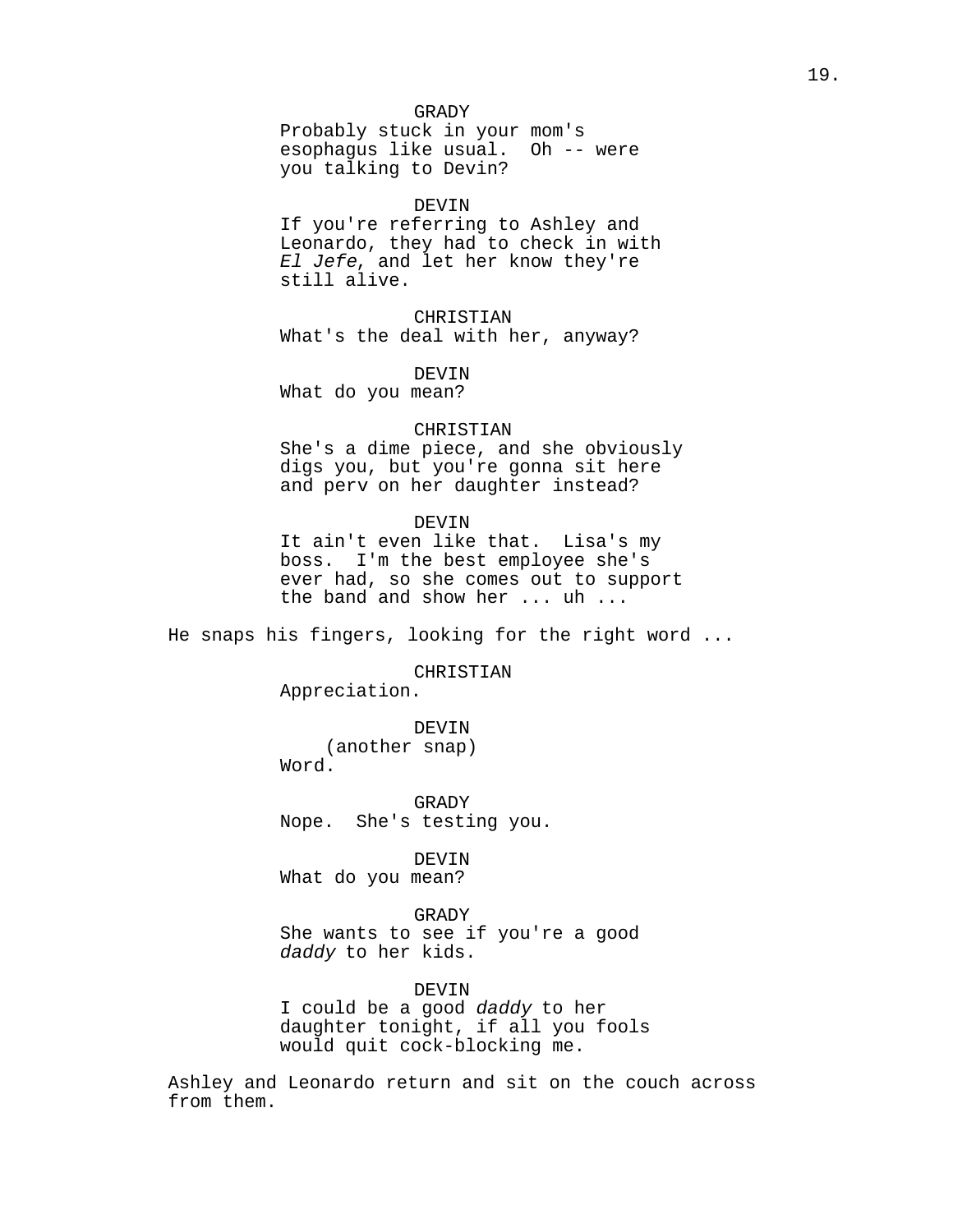GRADY
Probably stuck in your mom's esophagus like usual. Oh -- were you talking to Devin?

DEVIN
If you're referring to Ashley and Leonardo, they had to check in with *El Jefe*, and let her know they're still alive.

CHRISTIAN
What's the deal with her, anyway?

DEVIN
What do you mean?

CHRISTIAN
She's a dime piece, and she obviously digs you, but you're gonna sit here and perv on her daughter instead?

DEVIN
It ain't even like that. Lisa's my boss. I'm the best employee she's ever had, so she comes out to support the band and show her ... uh ...

He snaps his fingers, looking for the right word ...

CHRISTIAN
Appreciation.

DEVIN
(another snap)
Word.

GRADY
Nope. She's testing you.

DEVIN
What do you mean?

GRADY
She wants to see if you're a good *daddy* to her kids.

DEVIN
I could be a good *daddy* to her daughter tonight, if all you fools would quit cock-blocking me.

Ashley and Leonardo return and sit on the couch across from them.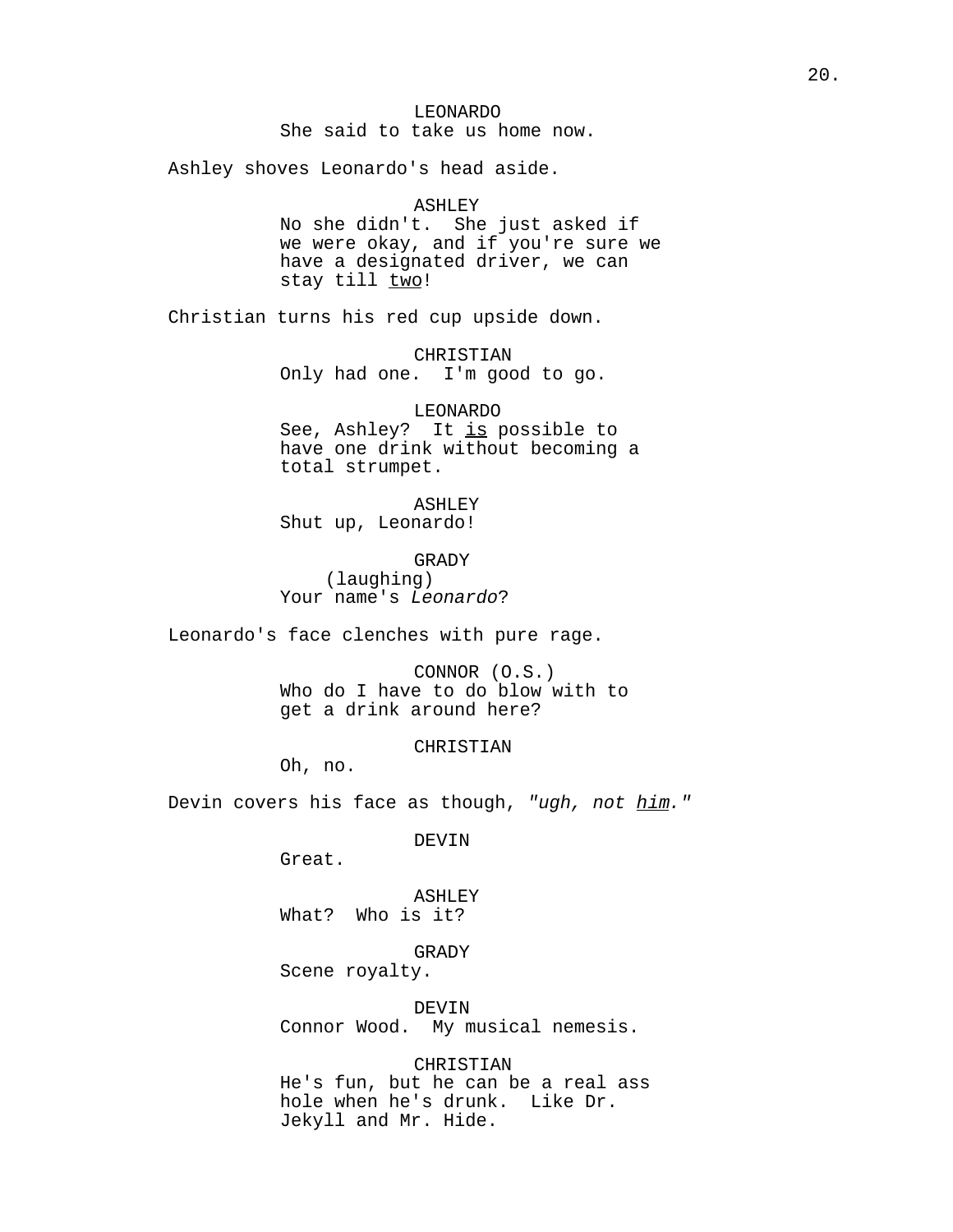LEONARDO
She said to take us home now.

Ashley shoves Leonardo's head aside.

ASHLEY
No she didn't.  She just asked if we were okay, and if you're sure we have a designated driver, we can stay till two!

Christian turns his red cup upside down.

CHRISTIAN
Only had one.  I'm good to go.

LEONARDO
See, Ashley?  It is possible to have one drink without becoming a total strumpet.

ASHLEY
Shut up, Leonardo!

GRADY
(laughing)
Your name's *Leonardo*?

Leonardo's face clenches with pure rage.

CONNOR (O.S.)
Who do I have to do blow with to get a drink around here?

CHRISTIAN
Oh, no.

Devin covers his face as though, *"ugh, not him."*

DEVIN
Great.

ASHLEY
What?  Who is it?

GRADY
Scene royalty.

DEVIN
Connor Wood.  My musical nemesis.

CHRISTIAN
He's fun, but he can be a real ass hole when he's drunk.  Like Dr. Jekyll and Mr. Hide.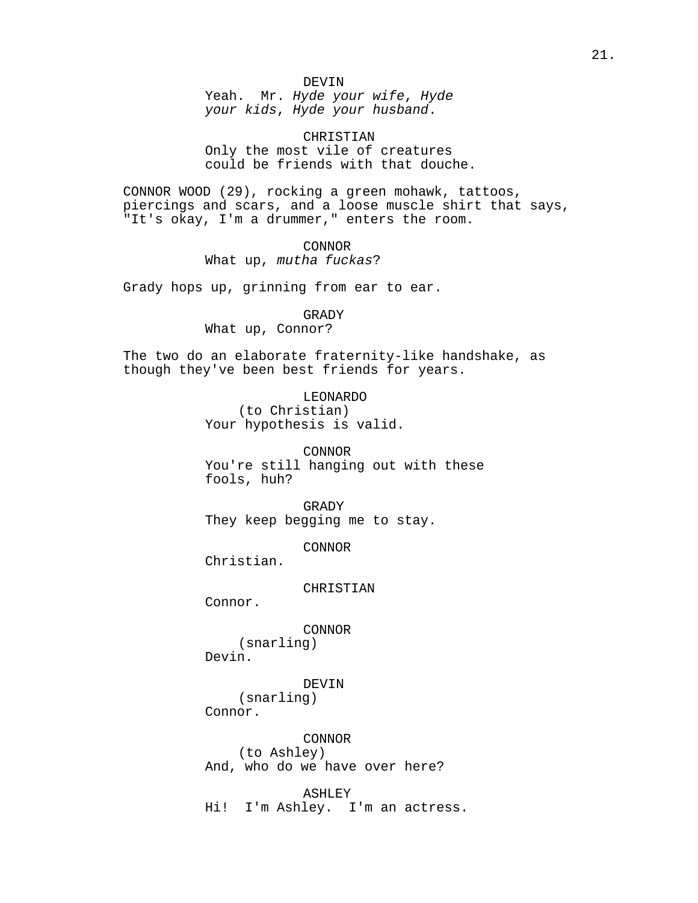DEVIN
Yeah. Mr. *Hyde your wife*, *Hyde your kids*, *Hyde your husband*.

CHRISTIAN
Only the most vile of creatures could be friends with that douche.

CONNOR WOOD (29), rocking a green mohawk, tattoos, piercings and scars, and a loose muscle shirt that says, "It's okay, I'm a drummer," enters the room.

CONNOR
What up, *mutha fuckas*?

Grady hops up, grinning from ear to ear.

GRADY
What up, Connor?

The two do an elaborate fraternity-like handshake, as though they've been best friends for years.

LEONARDO
(to Christian)
Your hypothesis is valid.

CONNOR
You're still hanging out with these fools, huh?

GRADY
They keep begging me to stay.

CONNOR
Christian.

CHRISTIAN
Connor.

CONNOR
(snarling)
Devin.

DEVIN
(snarling)
Connor.

CONNOR
(to Ashley)
And, who do we have over here?

ASHLEY
Hi! I'm Ashley. I'm an actress.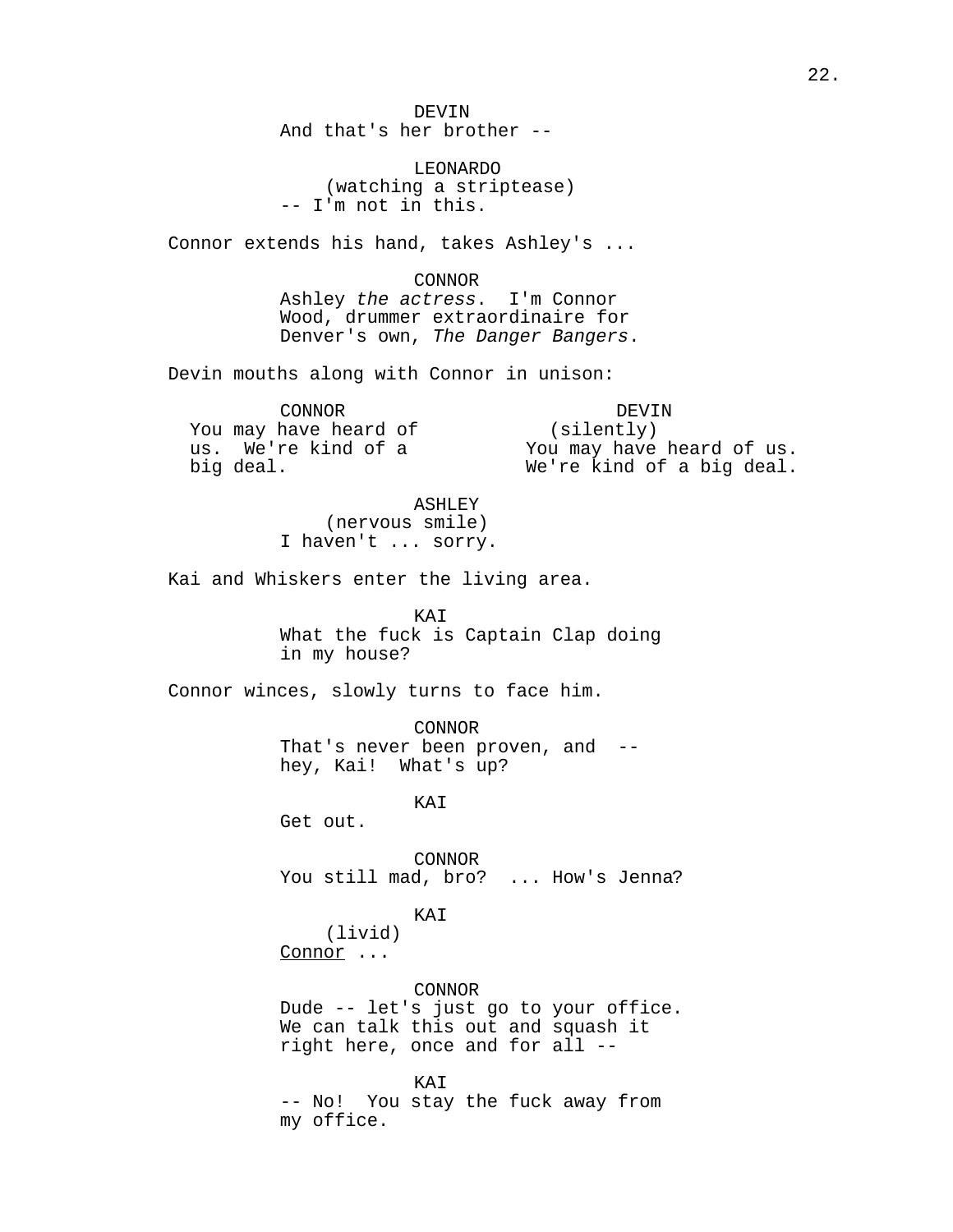DEVIN
And that's her brother --

LEONARDO
(watching a striptease)
-- I'm not in this.

Connor extends his hand, takes Ashley's ...

CONNOR
Ashley *the actress*. I'm Connor Wood, drummer extraordinaire for Denver's own, *The Danger Bangers*.

Devin mouths along with Connor in unison:

CONNOR
You may have heard of us. We're kind of a big deal.

DEVIN
(silently)
You may have heard of us. We're kind of a big deal.

ASHLEY
(nervous smile)
I haven't ... sorry.

Kai and Whiskers enter the living area.

KAI
What the fuck is Captain Clap doing in my house?

Connor winces, slowly turns to face him.

CONNOR
That's never been proven, and -- hey, Kai! What's up?

KAI
Get out.

CONNOR
You still mad, bro? ... How's Jenna?

KAI
(livid)
<u>Connor</u> ...

CONNOR
Dude -- let's just go to your office. We can talk this out and squash it right here, once and for all --

KAI
-- No! You stay the fuck away from my office.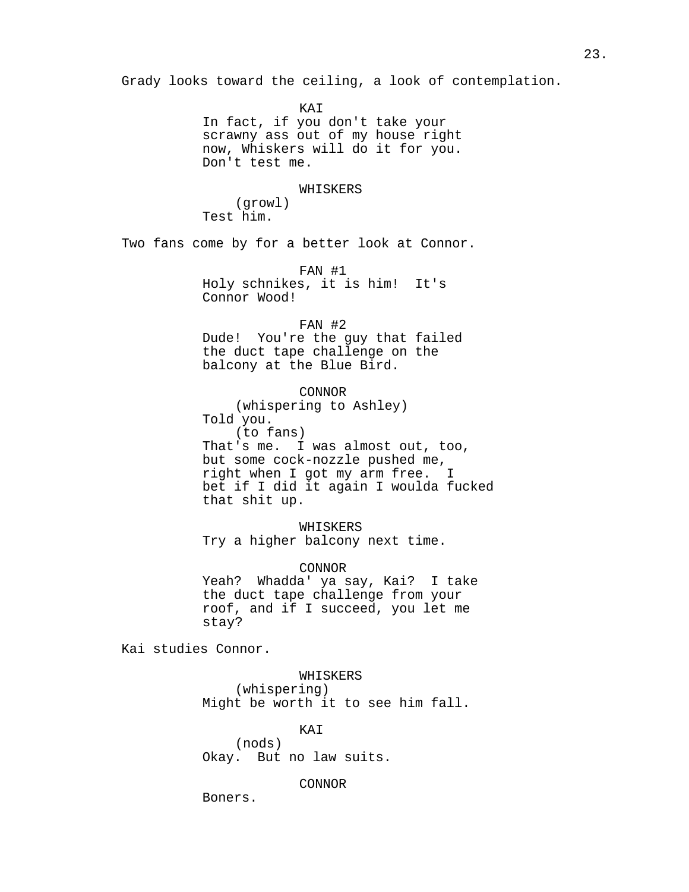Grady looks toward the ceiling, a look of contemplation.

KAI
In fact, if you don't take your scrawny ass out of my house right now, Whiskers will do it for you. Don't test me.

WHISKERS
(growl)
Test him.

Two fans come by for a better look at Connor.

FAN #1
Holy schnikes, it is him! It's Connor Wood!

FAN #2
Dude! You're the guy that failed the duct tape challenge on the balcony at the Blue Bird.

CONNOR
(whispering to Ashley)
Told you.
(to fans)
That's me. I was almost out, too, but some cock-nozzle pushed me, right when I got my arm free. I bet if I did it again I woulda fucked that shit up.

WHISKERS
Try a higher balcony next time.

CONNOR
Yeah? Whadda' ya say, Kai? I take the duct tape challenge from your roof, and if I succeed, you let me stay?

Kai studies Connor.

WHISKERS
(whispering)
Might be worth it to see him fall.

KAI
(nods)
Okay. But no law suits.

CONNOR
Boners.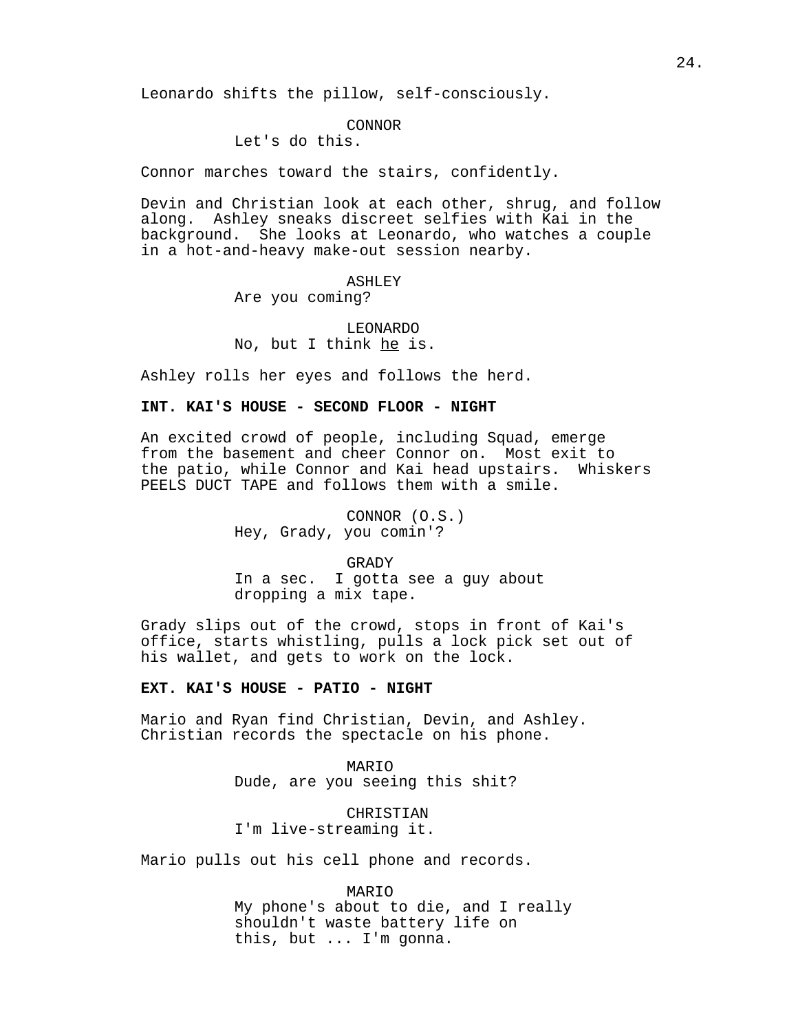Leonardo shifts the pillow, self-consciously.

CONNOR
Let's do this.

Connor marches toward the stairs, confidently.

Devin and Christian look at each other, shrug, and follow along. Ashley sneaks discreet selfies with Kai in the background. She looks at Leonardo, who watches a couple in a hot-and-heavy make-out session nearby.

ASHLEY
Are you coming?

LEONARDO
No, but I think <u>he</u> is.

Ashley rolls her eyes and follows the herd.

**INT. KAI'S HOUSE - SECOND FLOOR - NIGHT**

An excited crowd of people, including Squad, emerge from the basement and cheer Connor on. Most exit to the patio, while Connor and Kai head upstairs. Whiskers PEELS DUCT TAPE and follows them with a smile.

CONNOR (O.S.)
Hey, Grady, you comin'?

GRADY
In a sec. I gotta see a guy about dropping a mix tape.

Grady slips out of the crowd, stops in front of Kai's office, starts whistling, pulls a lock pick set out of his wallet, and gets to work on the lock.

**EXT. KAI'S HOUSE - PATIO - NIGHT**

Mario and Ryan find Christian, Devin, and Ashley. Christian records the spectacle on his phone.

MARIO
Dude, are you seeing this shit?

CHRISTIAN
I'm live-streaming it.

Mario pulls out his cell phone and records.

MARIO
My phone's about to die, and I really shouldn't waste battery life on this, but ... I'm gonna.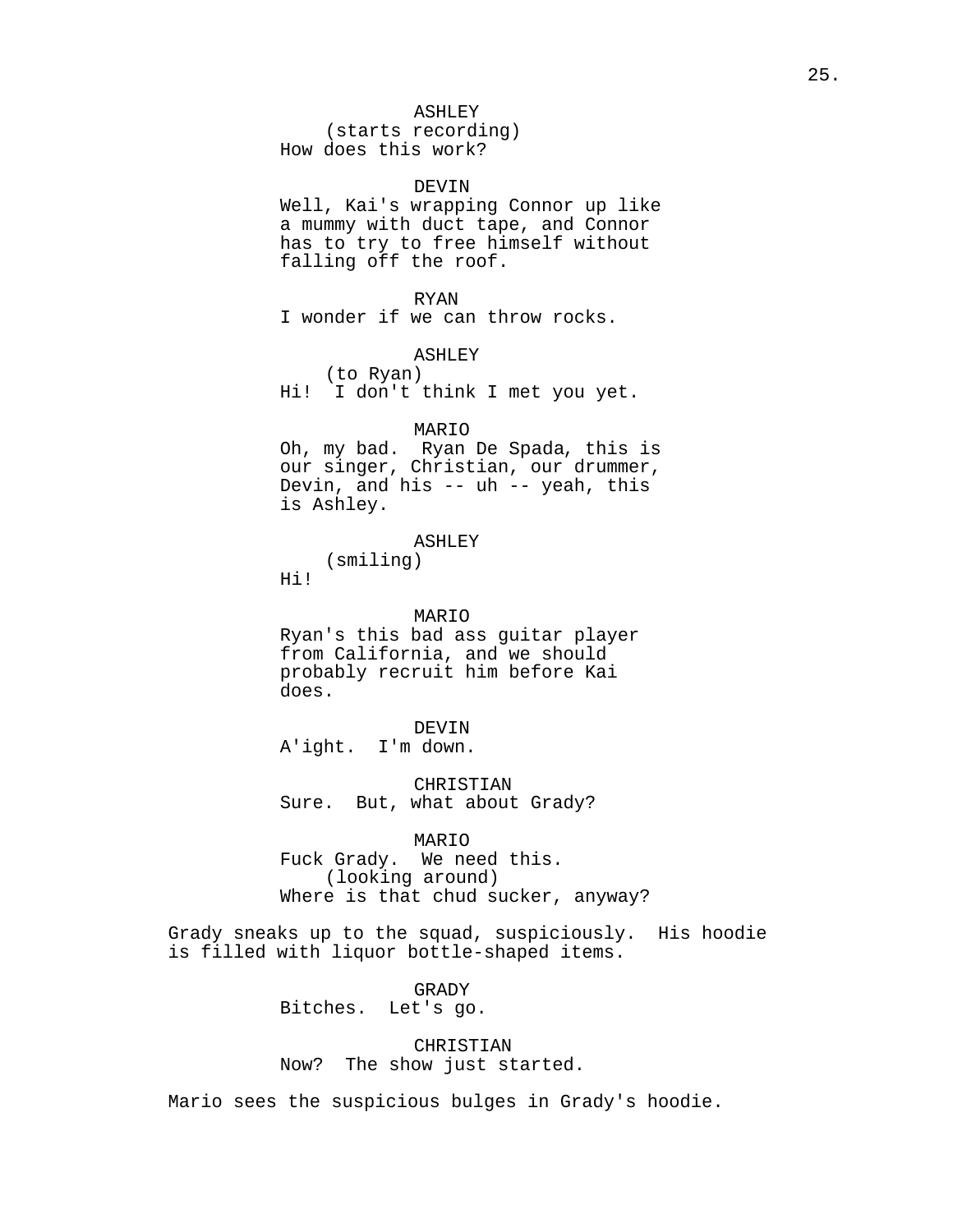ASHLEY
(starts recording)
How does this work?

DEVIN
Well, Kai's wrapping Connor up like a mummy with duct tape, and Connor has to try to free himself without falling off the roof.

RYAN
I wonder if we can throw rocks.

ASHLEY
(to Ryan)
Hi!  I don't think I met you yet.

MARIO
Oh, my bad.  Ryan De Spada, this is our singer, Christian, our drummer, Devin, and his -- uh -- yeah, this is Ashley.

ASHLEY
(smiling)
Hi!

MARIO
Ryan's this bad ass guitar player from California, and we should probably recruit him before Kai does.

DEVIN
A'ight.  I'm down.

CHRISTIAN
Sure.  But, what about Grady?

MARIO
Fuck Grady.  We need this.
(looking around)
Where is that chud sucker, anyway?

Grady sneaks up to the squad, suspiciously.  His hoodie is filled with liquor bottle-shaped items.

GRADY
Bitches.  Let's go.

CHRISTIAN
Now?  The show just started.

Mario sees the suspicious bulges in Grady's hoodie.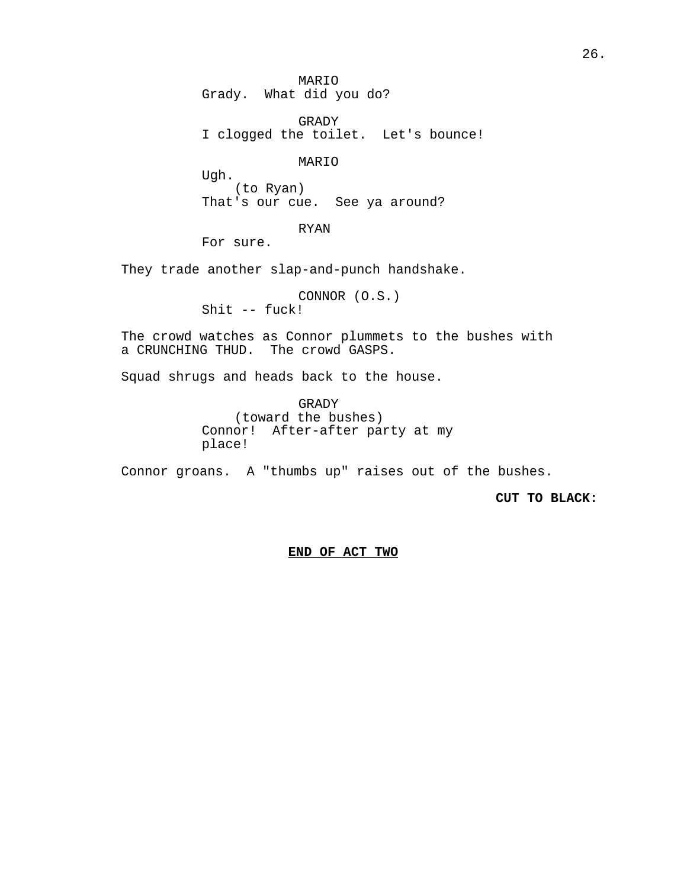MARIO
Grady. What did you do?

GRADY
I clogged the toilet. Let's bounce!

MARIO
Ugh.
(to Ryan)
That's our cue. See ya around?

RYAN
For sure.

They trade another slap-and-punch handshake.

CONNOR (O.S.)
Shit -- fuck!

The crowd watches as Connor plummets to the bushes with a CRUNCHING THUD. The crowd GASPS.

Squad shrugs and heads back to the house.

GRADY
(toward the bushes)
Connor! After-after party at my place!

Connor groans. A "thumbs up" raises out of the bushes.

**CUT TO BLACK:**

**END OF ACT TWO**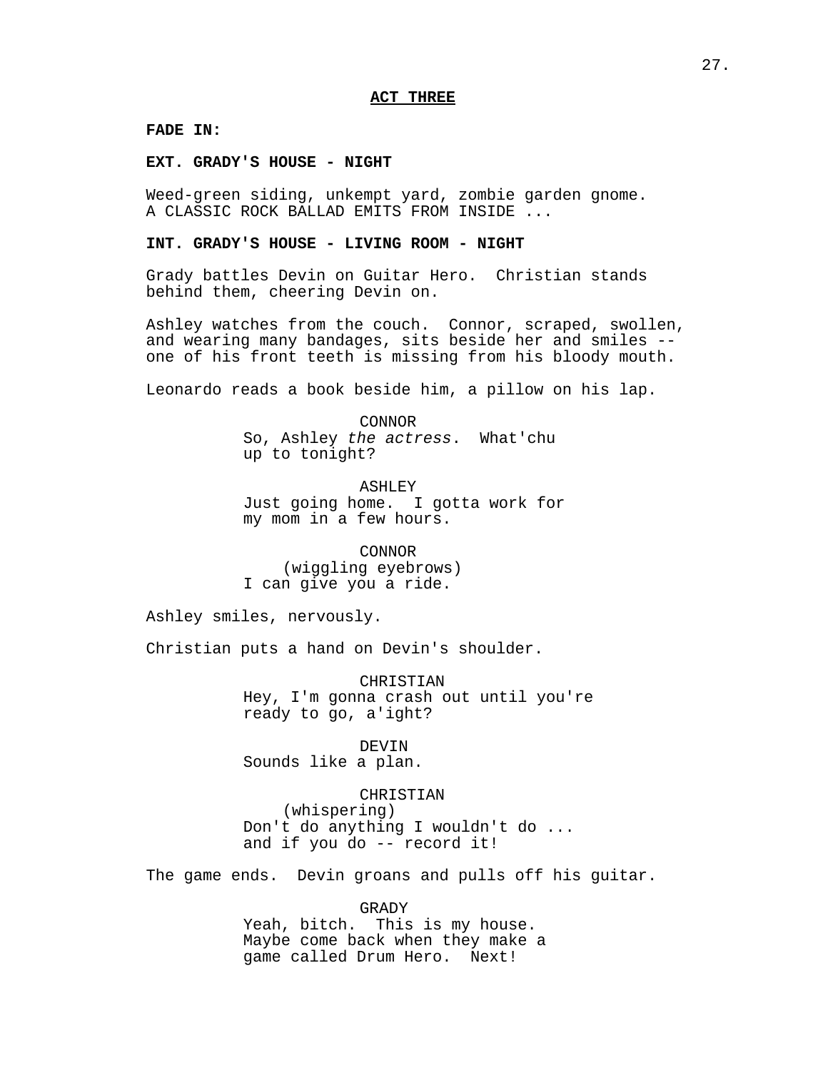**ACT THREE**

**FADE IN:**

**EXT. GRADY'S HOUSE - NIGHT**

Weed-green siding, unkempt yard, zombie garden gnome. A CLASSIC ROCK BALLAD EMITS FROM INSIDE ...

**INT. GRADY'S HOUSE - LIVING ROOM - NIGHT**

Grady battles Devin on Guitar Hero. Christian stands behind them, cheering Devin on.

Ashley watches from the couch. Connor, scraped, swollen, and wearing many bandages, sits beside her and smiles -- one of his front teeth is missing from his bloody mouth.

Leonardo reads a book beside him, a pillow on his lap.

CONNOR
So, Ashley *the actress*. What'chu up to tonight?

ASHLEY
Just going home. I gotta work for my mom in a few hours.

CONNOR
(wiggling eyebrows)
I can give you a ride.

Ashley smiles, nervously.

Christian puts a hand on Devin's shoulder.

CHRISTIAN
Hey, I'm gonna crash out until you're ready to go, a'ight?

DEVIN
Sounds like a plan.

CHRISTIAN
(whispering)
Don't do anything I wouldn't do ... and if you do -- record it!

The game ends. Devin groans and pulls off his guitar.

GRADY
Yeah, bitch. This is my house. Maybe come back when they make a game called Drum Hero. Next!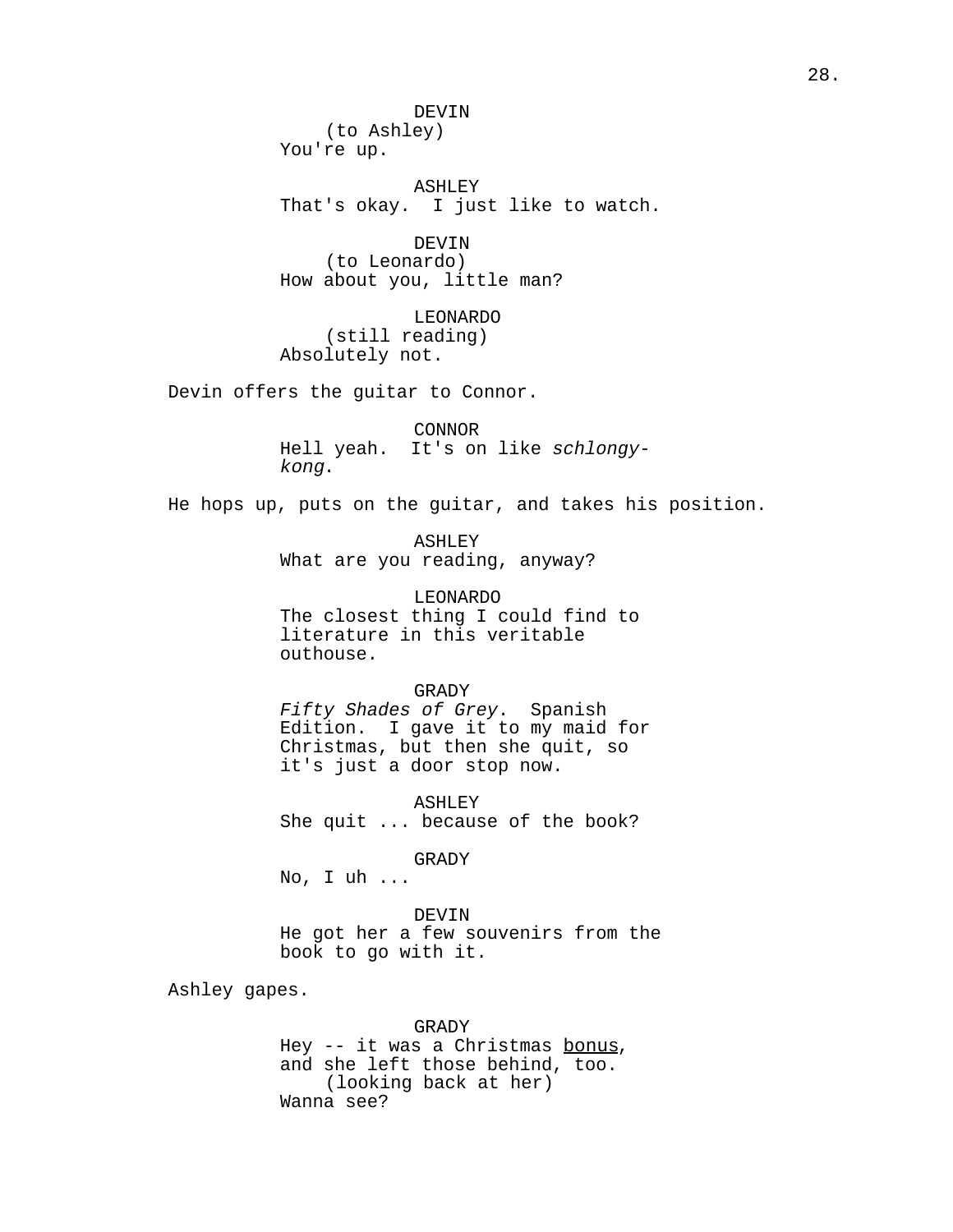DEVIN
(to Ashley)
You're up.

ASHLEY
That's okay. I just like to watch.

DEVIN
(to Leonardo)
How about you, little man?

LEONARDO
(still reading)
Absolutely not.

Devin offers the guitar to Connor.

CONNOR
Hell yeah. It's on like *schlongy-kong*.

He hops up, puts on the guitar, and takes his position.

ASHLEY
What are you reading, anyway?

LEONARDO
The closest thing I could find to literature in this veritable outhouse.

GRADY
*Fifty Shades of Grey*. Spanish Edition. I gave it to my maid for Christmas, but then she quit, so it's just a door stop now.

ASHLEY
She quit ... because of the book?

GRADY
No, I uh ...

DEVIN
He got her a few souvenirs from the book to go with it.

Ashley gapes.

GRADY
Hey -- it was a Christmas <u>bonus</u>, and she left those behind, too.
(looking back at her)
Wanna see?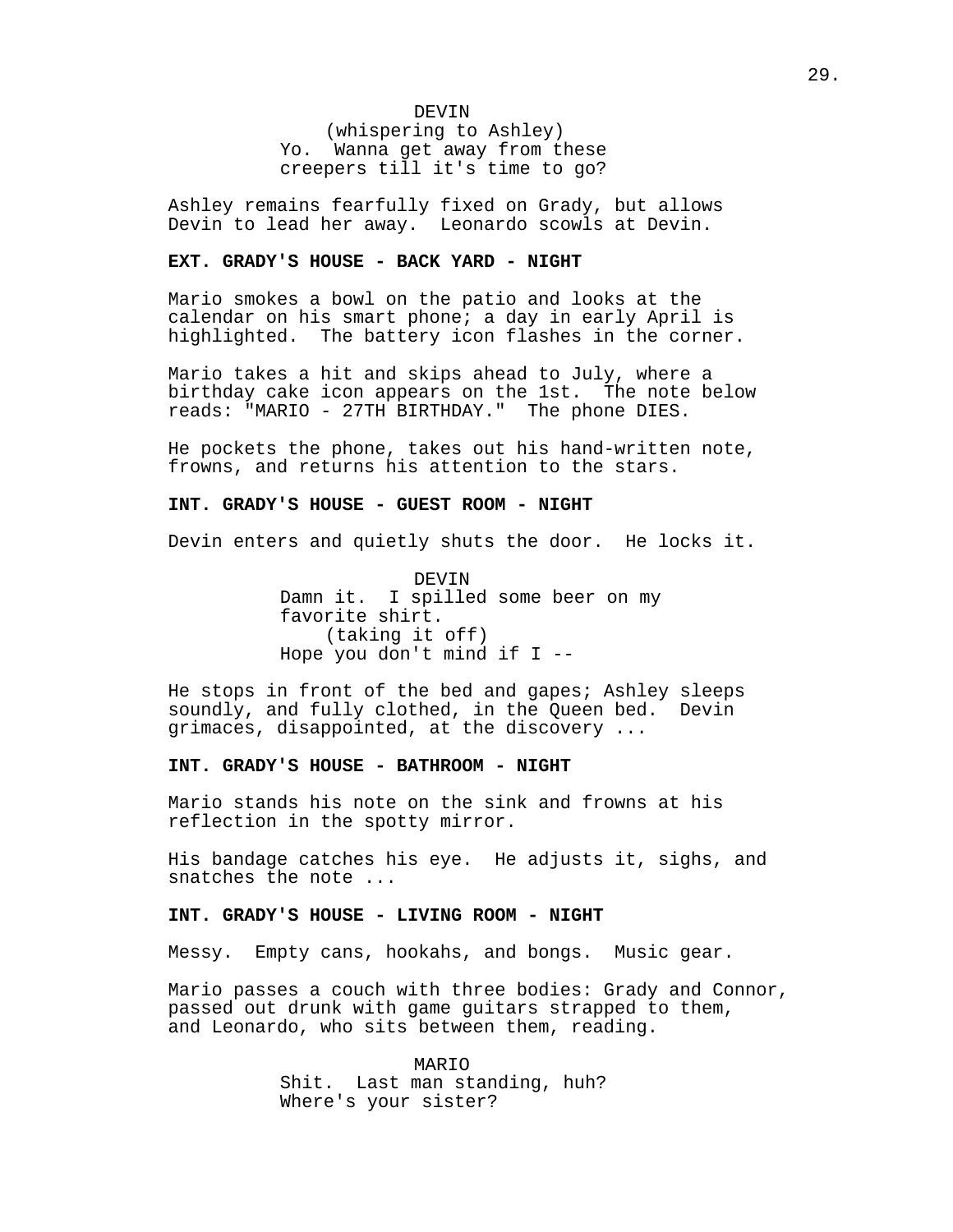DEVIN
(whispering to Ashley)
Yo. Wanna get away from these creepers till it's time to go?

Ashley remains fearfully fixed on Grady, but allows Devin to lead her away. Leonardo scowls at Devin.

**EXT. GRADY'S HOUSE - BACK YARD - NIGHT**

Mario smokes a bowl on the patio and looks at the calendar on his smart phone; a day in early April is highlighted. The battery icon flashes in the corner.

Mario takes a hit and skips ahead to July, where a birthday cake icon appears on the 1st. The note below reads: "MARIO - 27TH BIRTHDAY." The phone DIES.

He pockets the phone, takes out his hand-written note, frowns, and returns his attention to the stars.

**INT. GRADY'S HOUSE - GUEST ROOM - NIGHT**

Devin enters and quietly shuts the door. He locks it.

DEVIN
Damn it. I spilled some beer on my favorite shirt.
(taking it off)
Hope you don't mind if I --

He stops in front of the bed and gapes; Ashley sleeps soundly, and fully clothed, in the Queen bed. Devin grimaces, disappointed, at the discovery ...

**INT. GRADY'S HOUSE - BATHROOM - NIGHT**

Mario stands his note on the sink and frowns at his reflection in the spotty mirror.

His bandage catches his eye. He adjusts it, sighs, and snatches the note ...

**INT. GRADY'S HOUSE - LIVING ROOM - NIGHT**

Messy. Empty cans, hookahs, and bongs. Music gear.

Mario passes a couch with three bodies: Grady and Connor, passed out drunk with game guitars strapped to them, and Leonardo, who sits between them, reading.

MARIO
Shit. Last man standing, huh?
Where's your sister?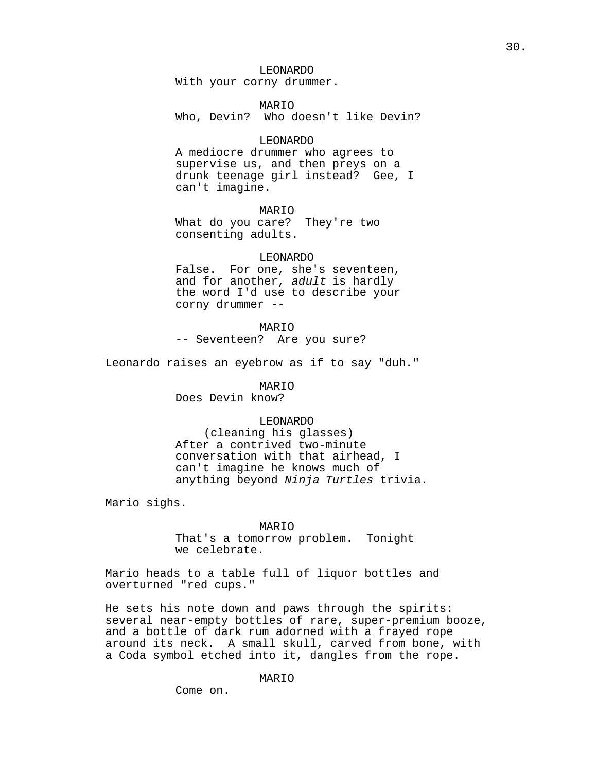LEONARDO
With your corny drummer.

MARIO
Who, Devin?  Who doesn't like Devin?

LEONARDO
A mediocre drummer who agrees to supervise us, and then preys on a drunk teenage girl instead?  Gee, I can't imagine.

MARIO
What do you care?  They're two consenting adults.

LEONARDO
False.  For one, she's seventeen, and for another, *adult* is hardly the word I'd use to describe your corny drummer --

MARIO
-- Seventeen?  Are you sure?

Leonardo raises an eyebrow as if to say "duh."

MARIO
Does Devin know?

LEONARDO
(cleaning his glasses)
After a contrived two-minute conversation with that airhead, I can't imagine he knows much of anything beyond *Ninja Turtles* trivia.

Mario sighs.

MARIO
That's a tomorrow problem.  Tonight we celebrate.

Mario heads to a table full of liquor bottles and overturned "red cups."

He sets his note down and paws through the spirits: several near-empty bottles of rare, super-premium booze, and a bottle of dark rum adorned with a frayed rope around its neck.  A small skull, carved from bone, with a Coda symbol etched into it, dangles from the rope.

MARIO
Come on.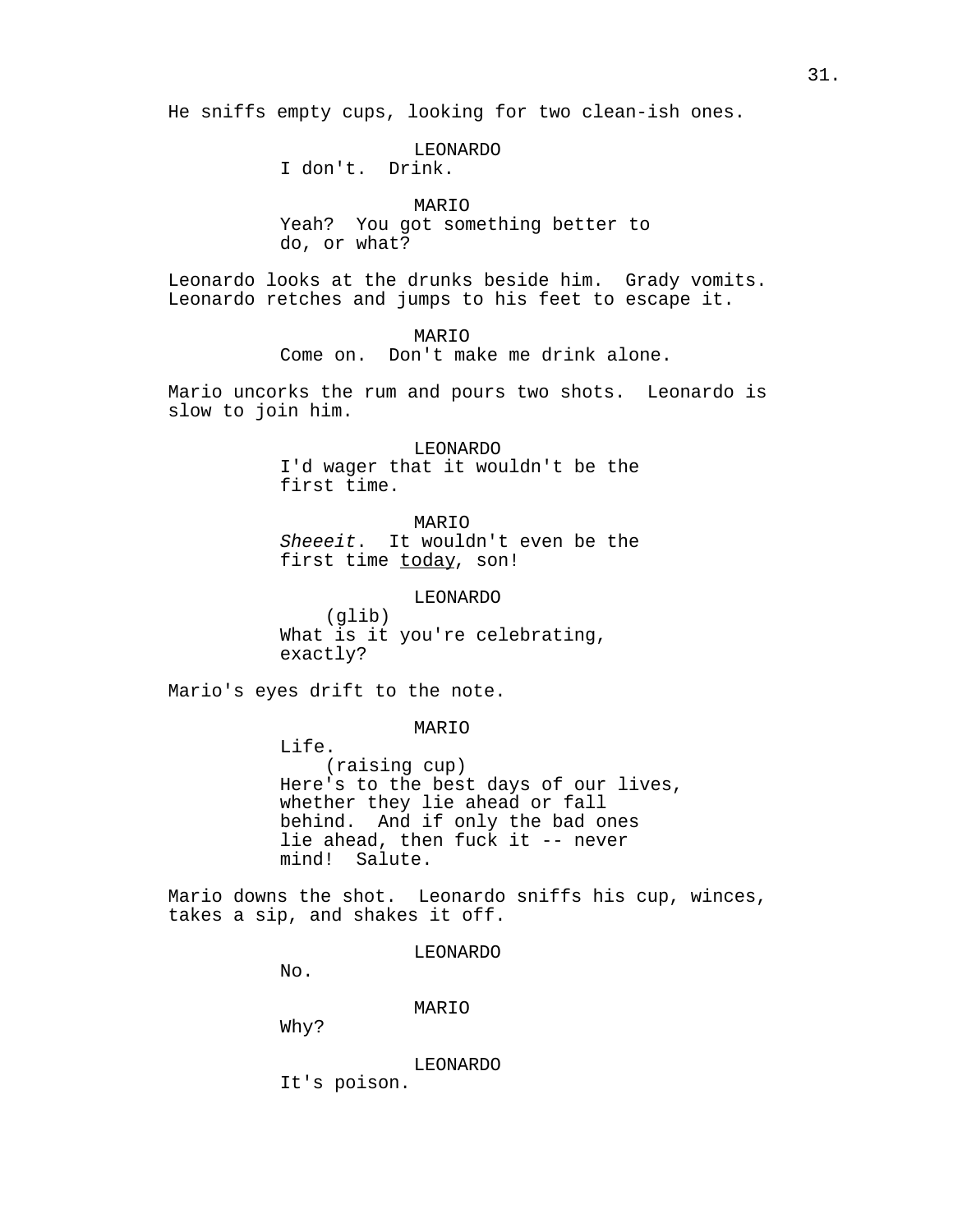He sniffs empty cups, looking for two clean-ish ones.

LEONARDO
I don't.  Drink.

MARIO
Yeah?  You got something better to do, or what?

Leonardo looks at the drunks beside him.  Grady vomits.  Leonardo retches and jumps to his feet to escape it.

MARIO
Come on.  Don't make me drink alone.

Mario uncorks the rum and pours two shots.  Leonardo is slow to join him.

LEONARDO
I'd wager that it wouldn't be the first time.

MARIO
*Sheeeit*.  It wouldn't even be the first time <u>today</u>, son!

LEONARDO
(glib)
What is it you're celebrating, exactly?

Mario's eyes drift to the note.

MARIO
Life.
(raising cup)
Here's to the best days of our lives, whether they lie ahead or fall behind.  And if only the bad ones lie ahead, then fuck it -- never mind!  Salute.

Mario downs the shot.  Leonardo sniffs his cup, winces, takes a sip, and shakes it off.

LEONARDO
No.

MARIO
Why?

LEONARDO
It's poison.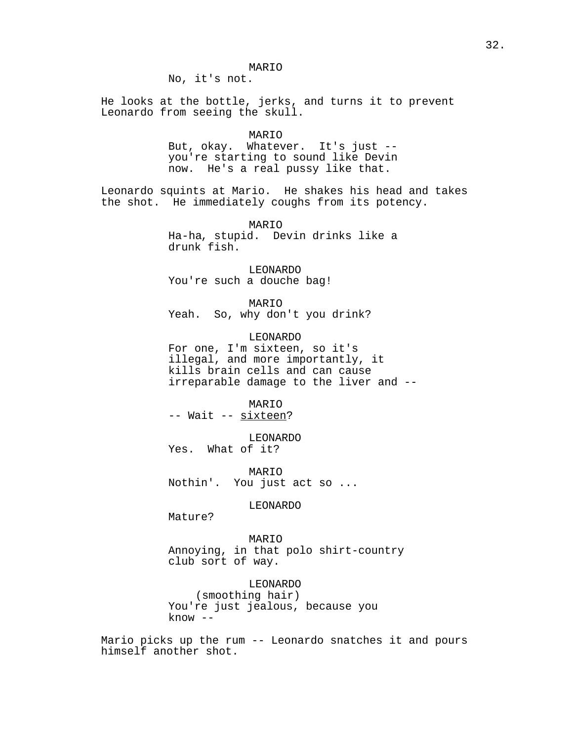MARIO

No, it's not.

He looks at the bottle, jerks, and turns it to prevent Leonardo from seeing the skull.

MARIO

But, okay. Whatever. It's just -- you're starting to sound like Devin now. He's a real pussy like that.

Leonardo squints at Mario. He shakes his head and takes the shot. He immediately coughs from its potency.

MARIO

Ha-ha, stupid. Devin drinks like a drunk fish.

LEONARDO

You're such a douche bag!

MARIO

Yeah. So, why don't you drink?

LEONARDO

For one, I'm sixteen, so it's illegal, and more importantly, it kills brain cells and can cause irreparable damage to the liver and --

MARIO

-- Wait -- sixteen?

LEONARDO

Yes. What of it?

MARIO

Nothin'. You just act so ...

LEONARDO

Mature?

MARIO

Annoying, in that polo shirt-country club sort of way.

LEONARDO

(smoothing hair)

You're just jealous, because you know --

Mario picks up the rum -- Leonardo snatches it and pours himself another shot.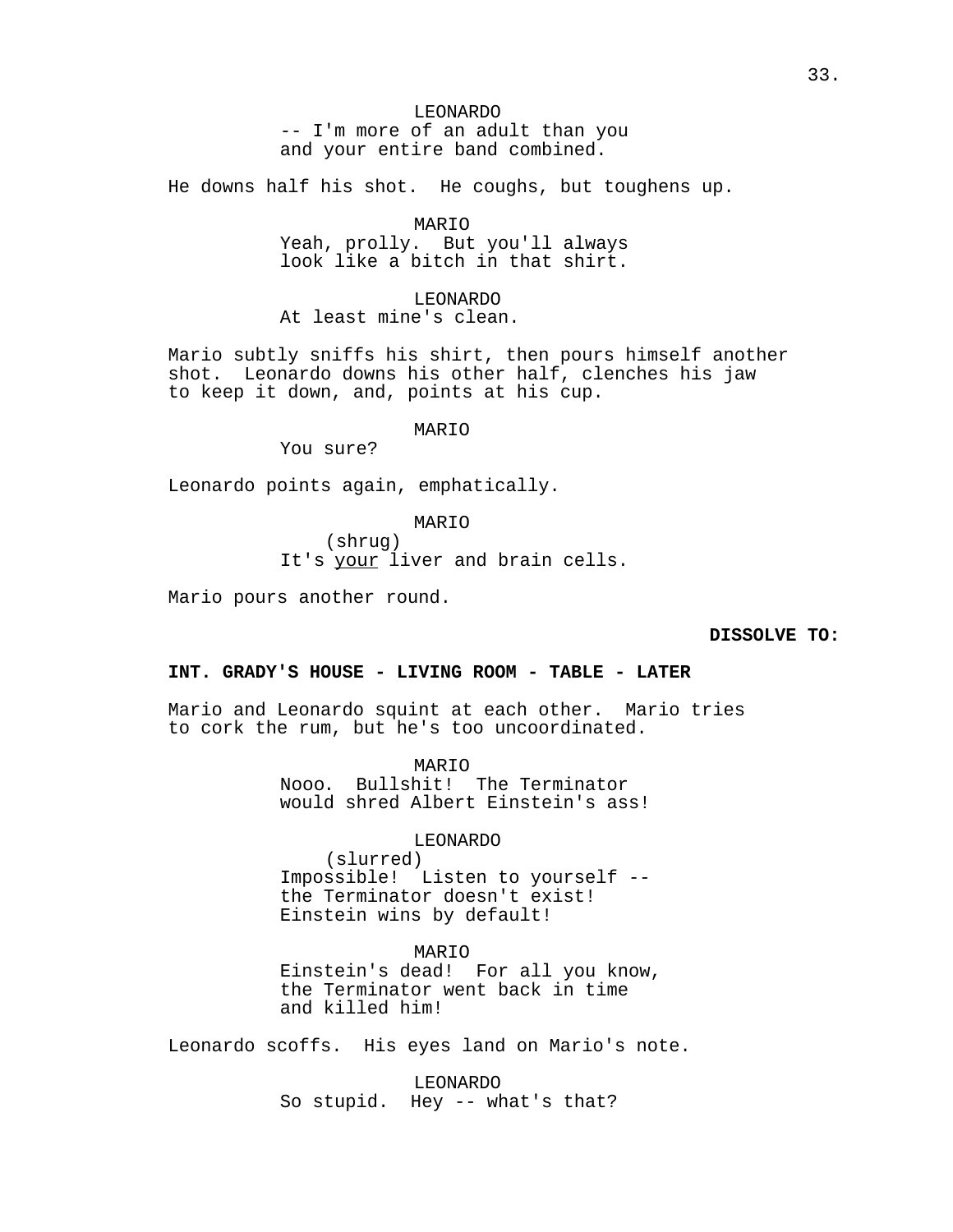LEONARDO
-- I'm more of an adult than you and your entire band combined.

He downs half his shot. He coughs, but toughens up.

MARIO
Yeah, prolly. But you'll always look like a bitch in that shirt.

LEONARDO
At least mine's clean.

Mario subtly sniffs his shirt, then pours himself another shot. Leonardo downs his other half, clenches his jaw to keep it down, and, points at his cup.

MARIO
You sure?

Leonardo points again, emphatically.

MARIO
(shrug)
It's _your_ liver and brain cells.

Mario pours another round.

**DISSOLVE TO:**

**INT. GRADY'S HOUSE - LIVING ROOM - TABLE - LATER**

Mario and Leonardo squint at each other. Mario tries to cork the rum, but he's too uncoordinated.

MARIO
Nooo. Bullshit! The Terminator would shred Albert Einstein's ass!

LEONARDO
(slurred)
Impossible! Listen to yourself -- the Terminator doesn't exist! Einstein wins by default!

MARIO
Einstein's dead! For all you know, the Terminator went back in time and killed him!

Leonardo scoffs. His eyes land on Mario's note.

LEONARDO
So stupid. Hey -- what's that?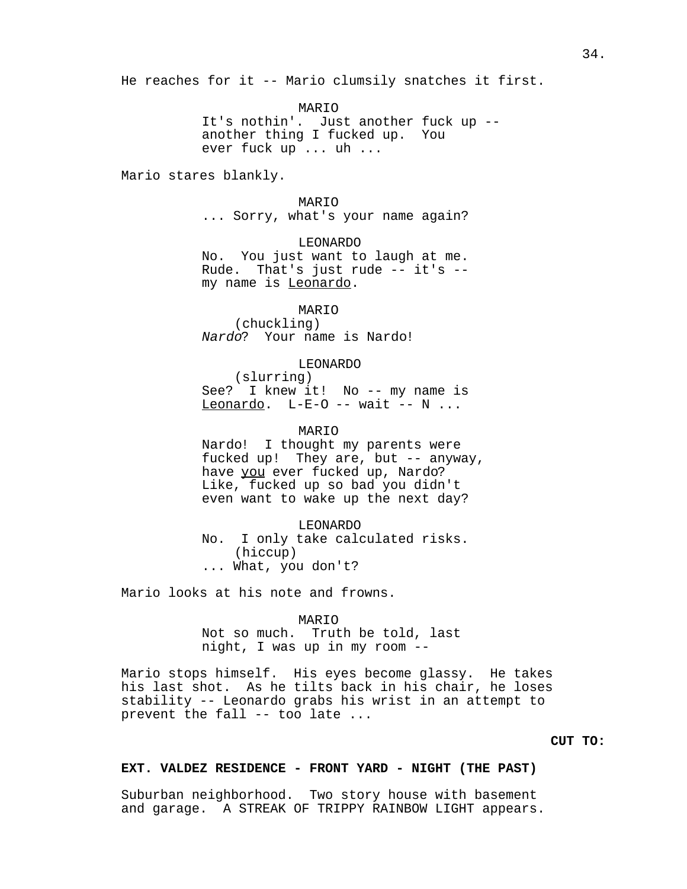He reaches for it -- Mario clumsily snatches it first.

MARIO
It's nothin'. Just another fuck up -- another thing I fucked up. You ever fuck up ... uh ...

Mario stares blankly.

MARIO
... Sorry, what's your name again?

LEONARDO
No. You just want to laugh at me. Rude. That's just rude -- it's -- my name is <u>Leonardo</u>.

MARIO
(chuckling)
*Nardo*? Your name is Nardo!

LEONARDO
(slurring)
See? I knew it! No -- my name is <u>Leonardo</u>. L-E-O -- wait -- N ...

MARIO
Nardo! I thought my parents were fucked up! They are, but -- anyway, have <u>you</u> ever fucked up, Nardo? Like, fucked up so bad you didn't even want to wake up the next day?

LEONARDO
No. I only take calculated risks.
(hiccup)
... What, you don't?

Mario looks at his note and frowns.

MARIO
Not so much. Truth be told, last night, I was up in my room --

Mario stops himself. His eyes become glassy. He takes his last shot. As he tilts back in his chair, he loses stability -- Leonardo grabs his wrist in an attempt to prevent the fall -- too late ...

**CUT TO:**

**EXT. VALDEZ RESIDENCE - FRONT YARD - NIGHT (THE PAST)**

Suburban neighborhood. Two story house with basement and garage. A STREAK OF TRIPPY RAINBOW LIGHT appears.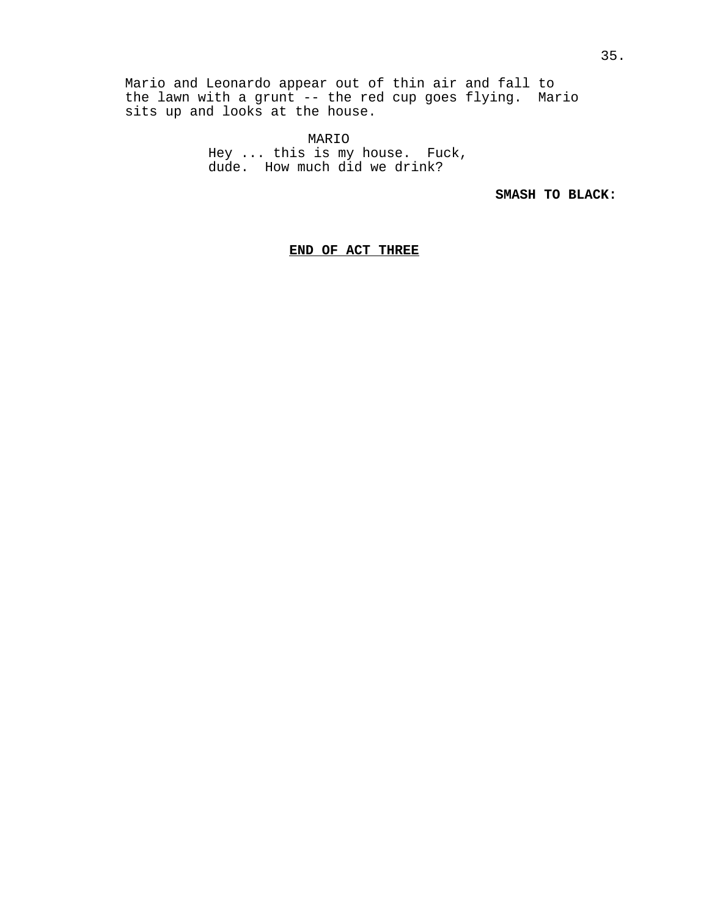Mario and Leonardo appear out of thin air and fall to the lawn with a grunt -- the red cup goes flying. Mario sits up and looks at the house.

MARIO
Hey ... this is my house. Fuck, dude. How much did we drink?

**SMASH TO BLACK:**

**<u>END OF ACT THREE</u>**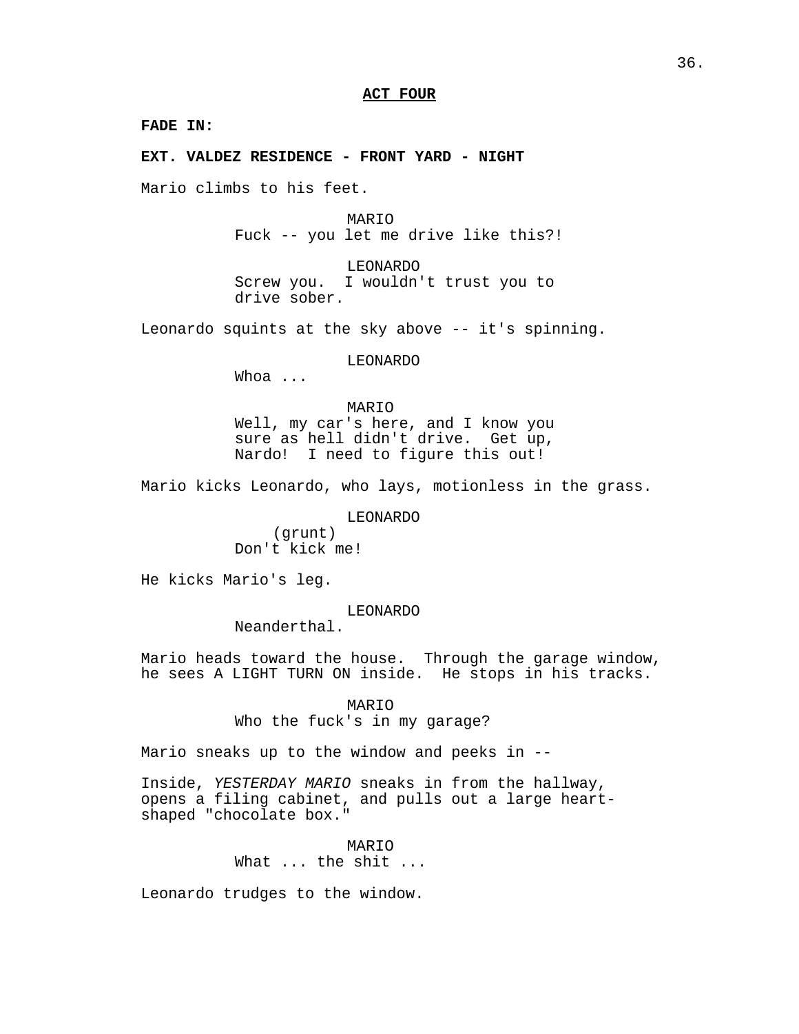**ACT FOUR**

**FADE IN:**

**EXT. VALDEZ RESIDENCE - FRONT YARD - NIGHT**

Mario climbs to his feet.

MARIO
Fuck -- you let me drive like this?!

LEONARDO
Screw you. I wouldn't trust you to drive sober.

Leonardo squints at the sky above -- it's spinning.

LEONARDO
Whoa ...

MARIO
Well, my car's here, and I know you sure as hell didn't drive. Get up, Nardo! I need to figure this out!

Mario kicks Leonardo, who lays, motionless in the grass.

LEONARDO
(grunt)
Don't kick me!

He kicks Mario's leg.

LEONARDO
Neanderthal.

Mario heads toward the house. Through the garage window, he sees A LIGHT TURN ON inside. He stops in his tracks.

MARIO
Who the fuck's in my garage?

Mario sneaks up to the window and peeks in --

Inside, *YESTERDAY MARIO* sneaks in from the hallway, opens a filing cabinet, and pulls out a large heart-shaped "chocolate box."

MARIO
What ... the shit ...

Leonardo trudges to the window.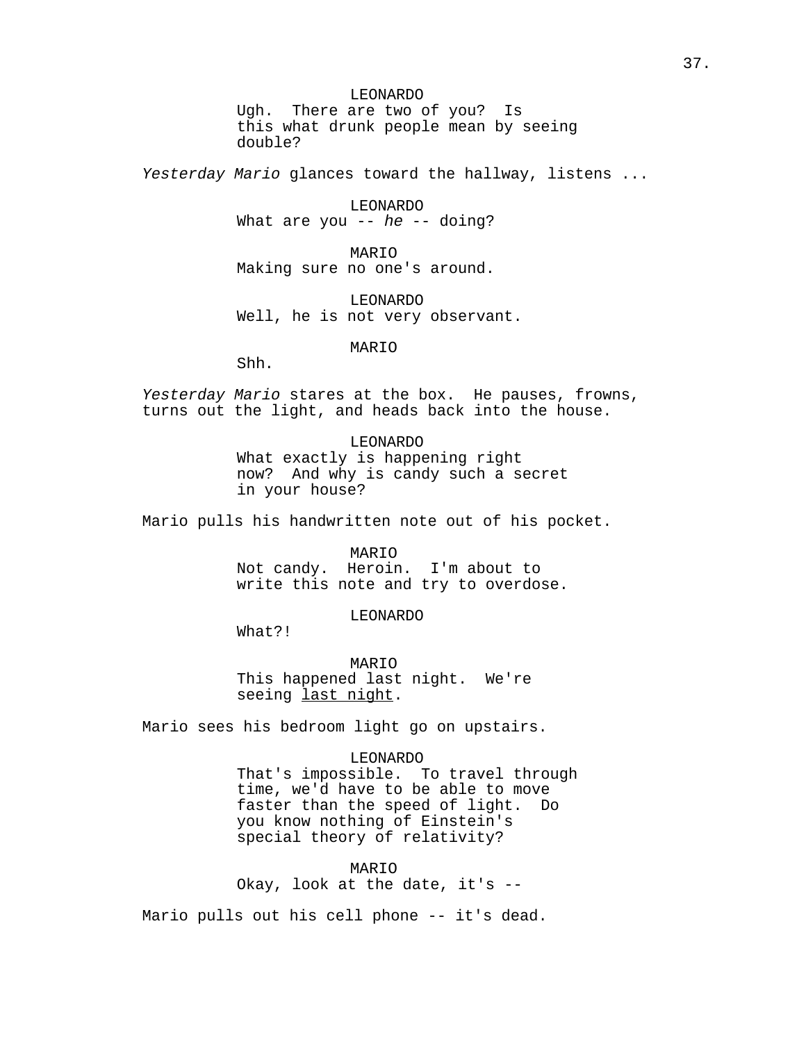LEONARDO
Ugh.  There are two of you?  Is this what drunk people mean by seeing double?

*Yesterday Mario* glances toward the hallway, listens ...

LEONARDO
What are you -- *he* -- doing?

MARIO
Making sure no one's around.

LEONARDO
Well, he is not very observant.

MARIO
Shh.

*Yesterday Mario* stares at the box.  He pauses, frowns, turns out the light, and heads back into the house.

LEONARDO
What exactly is happening right now?  And why is candy such a secret in your house?

Mario pulls his handwritten note out of his pocket.

MARIO
Not candy.  Heroin.  I'm about to write this note and try to overdose.

LEONARDO
What?!

MARIO
This happened last night.  We're seeing <u>last night</u>.

Mario sees his bedroom light go on upstairs.

LEONARDO
That's impossible.  To travel through time, we'd have to be able to move faster than the speed of light.  Do you know nothing of Einstein's special theory of relativity?

MARIO
Okay, look at the date, it's --

Mario pulls out his cell phone -- it's dead.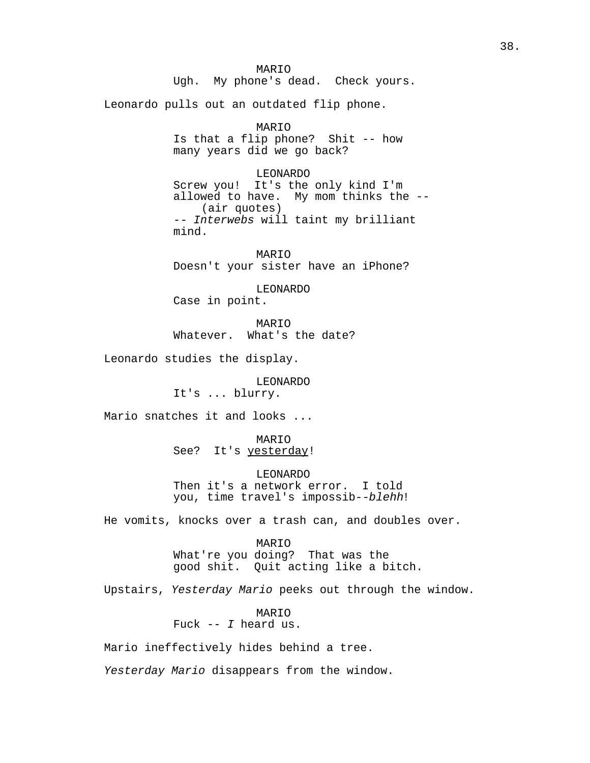MARIO
Ugh. My phone's dead. Check yours.

Leonardo pulls out an outdated flip phone.

MARIO
Is that a flip phone? Shit -- how many years did we go back?

LEONARDO
Screw you! It's the only kind I'm allowed to have. My mom thinks the --
(air quotes)
-- *Interwebs* will taint my brilliant mind.

MARIO
Doesn't your sister have an iPhone?

LEONARDO
Case in point.

MARIO
Whatever. What's the date?

Leonardo studies the display.

LEONARDO
It's ... blurry.

Mario snatches it and looks ...

MARIO
See? It's <u>yesterday</u>!

LEONARDO
Then it's a network error. I told you, time travel's impossib--*blehh*!

He vomits, knocks over a trash can, and doubles over.

MARIO
What're you doing? That was the good shit. Quit acting like a bitch.

Upstairs, *Yesterday Mario* peeks out through the window.

MARIO
Fuck -- *I* heard us.

Mario ineffectively hides behind a tree.

*Yesterday Mario* disappears from the window.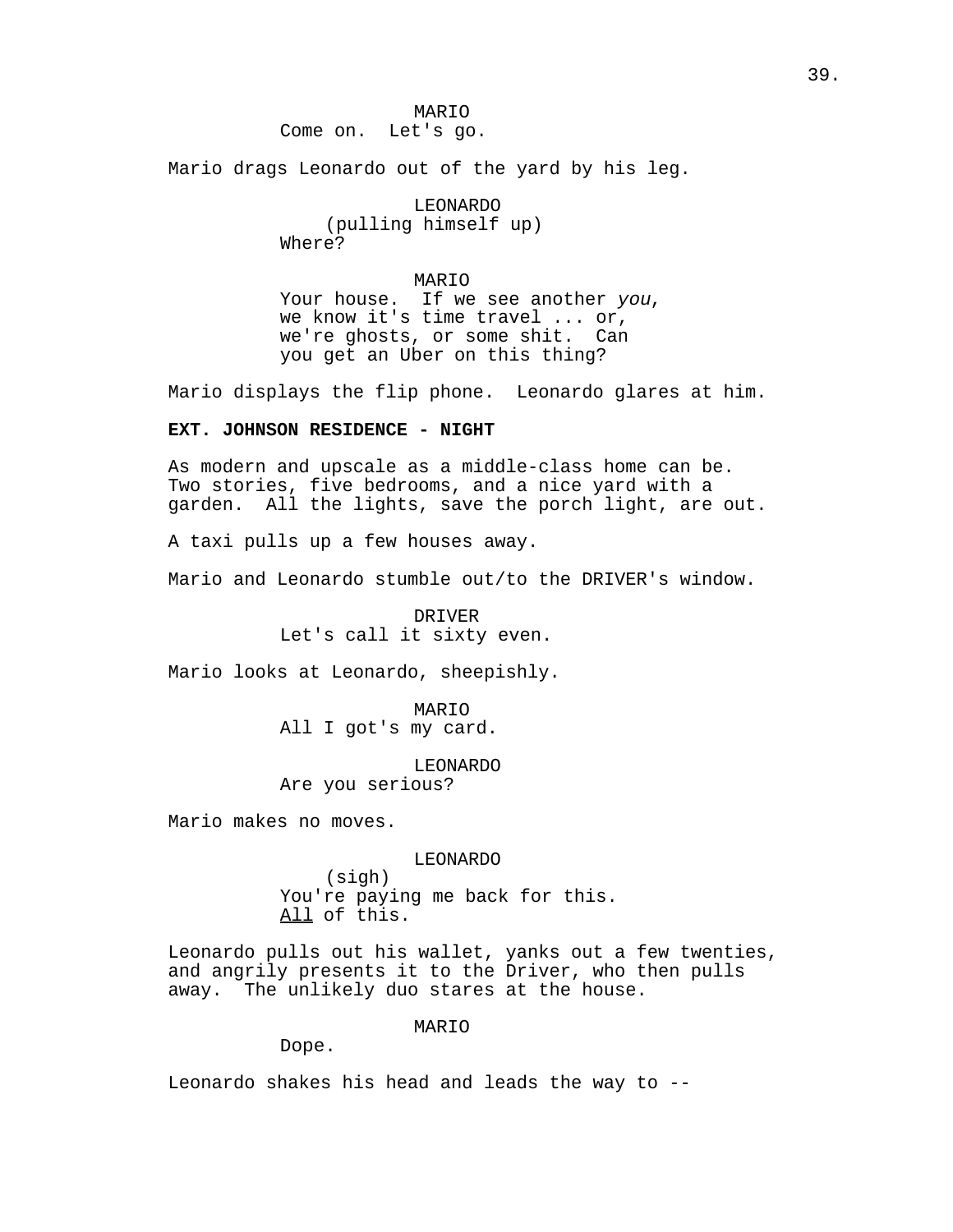MARIO
Come on. Let's go.

Mario drags Leonardo out of the yard by his leg.

LEONARDO
(pulling himself up)
Where?

MARIO
Your house. If we see another *you*, we know it's time travel ... or, we're ghosts, or some shit. Can you get an Uber on this thing?

Mario displays the flip phone. Leonardo glares at him.

**EXT. JOHNSON RESIDENCE - NIGHT**

As modern and upscale as a middle-class home can be. Two stories, five bedrooms, and a nice yard with a garden. All the lights, save the porch light, are out.

A taxi pulls up a few houses away.

Mario and Leonardo stumble out/to the DRIVER's window.

DRIVER
Let's call it sixty even.

Mario looks at Leonardo, sheepishly.

MARIO
All I got's my card.

LEONARDO
Are you serious?

Mario makes no moves.

LEONARDO
(sigh)
You're paying me back for this.
<u>All</u> of this.

Leonardo pulls out his wallet, yanks out a few twenties, and angrily presents it to the Driver, who then pulls away. The unlikely duo stares at the house.

MARIO
Dope.

Leonardo shakes his head and leads the way to --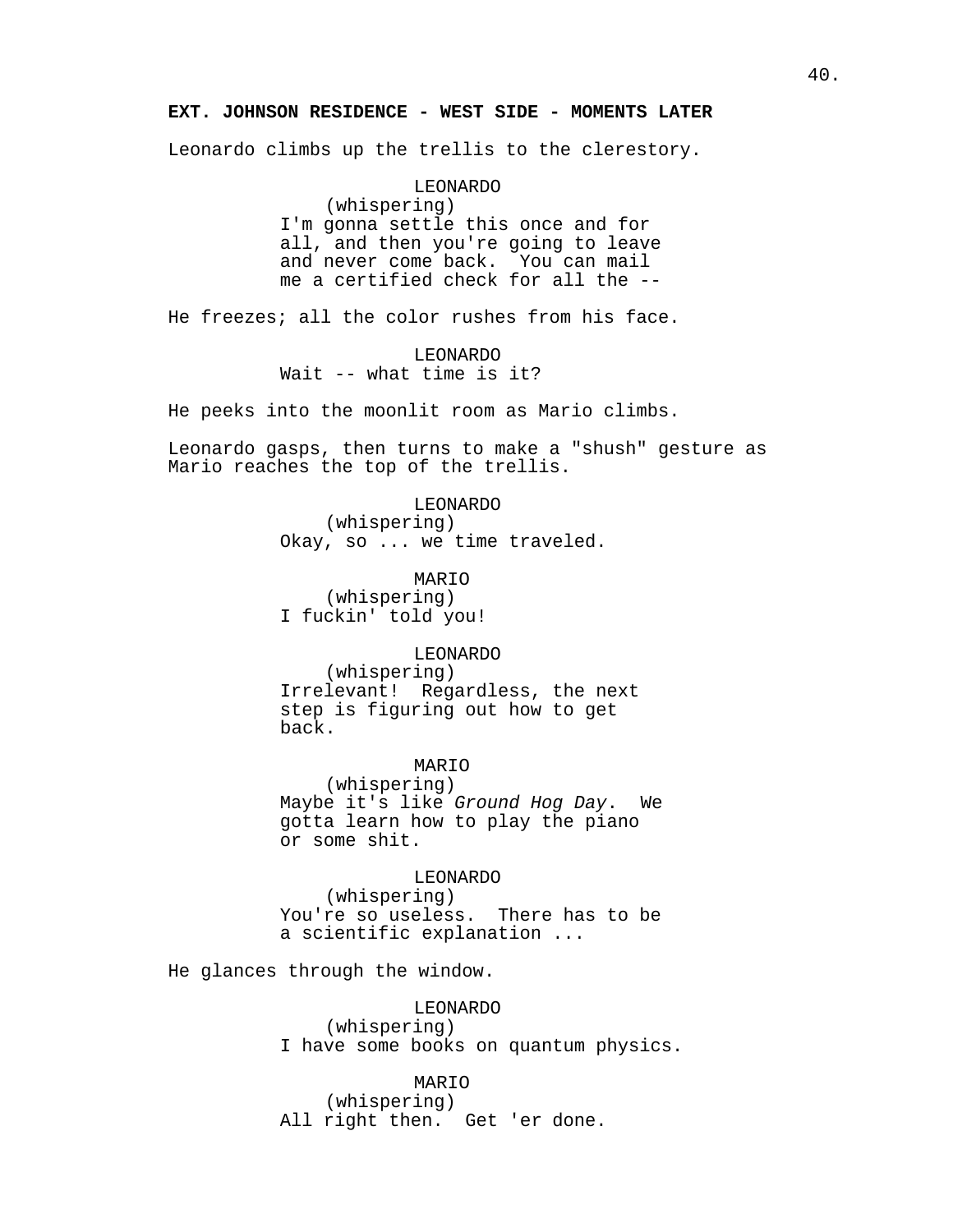**EXT. JOHNSON RESIDENCE - WEST SIDE - MOMENTS LATER**

Leonardo climbs up the trellis to the clerestory.

LEONARDO
(whispering)
I'm gonna settle this once and for all, and then you're going to leave and never come back. You can mail me a certified check for all the --

He freezes; all the color rushes from his face.

LEONARDO
Wait -- what time is it?

He peeks into the moonlit room as Mario climbs.

Leonardo gasps, then turns to make a "shush" gesture as Mario reaches the top of the trellis.

LEONARDO
(whispering)
Okay, so ... we time traveled.

MARIO
(whispering)
I fuckin' told you!

LEONARDO
(whispering)
Irrelevant! Regardless, the next step is figuring out how to get back.

MARIO
(whispering)
Maybe it's like *Ground Hog Day*. We gotta learn how to play the piano or some shit.

LEONARDO
(whispering)
You're so useless. There has to be a scientific explanation ...

He glances through the window.

LEONARDO
(whispering)
I have some books on quantum physics.

MARIO
(whispering)
All right then. Get 'er done.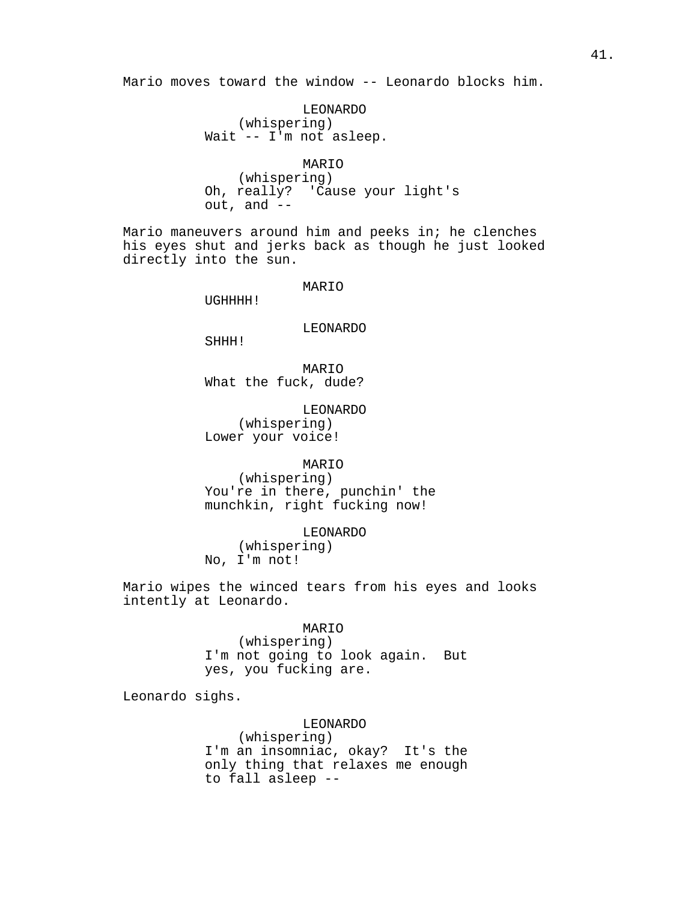Mario moves toward the window -- Leonardo blocks him.

LEONARDO
(whispering)
Wait -- I'm not asleep.

MARIO
(whispering)
Oh, really? 'Cause your light's out, and --

Mario maneuvers around him and peeks in; he clenches his eyes shut and jerks back as though he just looked directly into the sun.

MARIO
UGHHHH!

LEONARDO
SHHH!

MARIO
What the fuck, dude?

LEONARDO
(whispering)
Lower your voice!

MARIO
(whispering)
You're in there, punchin' the munchkin, right fucking now!

LEONARDO
(whispering)
No, I'm not!

Mario wipes the winced tears from his eyes and looks intently at Leonardo.

MARIO
(whispering)
I'm not going to look again. But yes, you fucking are.

Leonardo sighs.

LEONARDO
(whispering)
I'm an insomniac, okay? It's the only thing that relaxes me enough to fall asleep --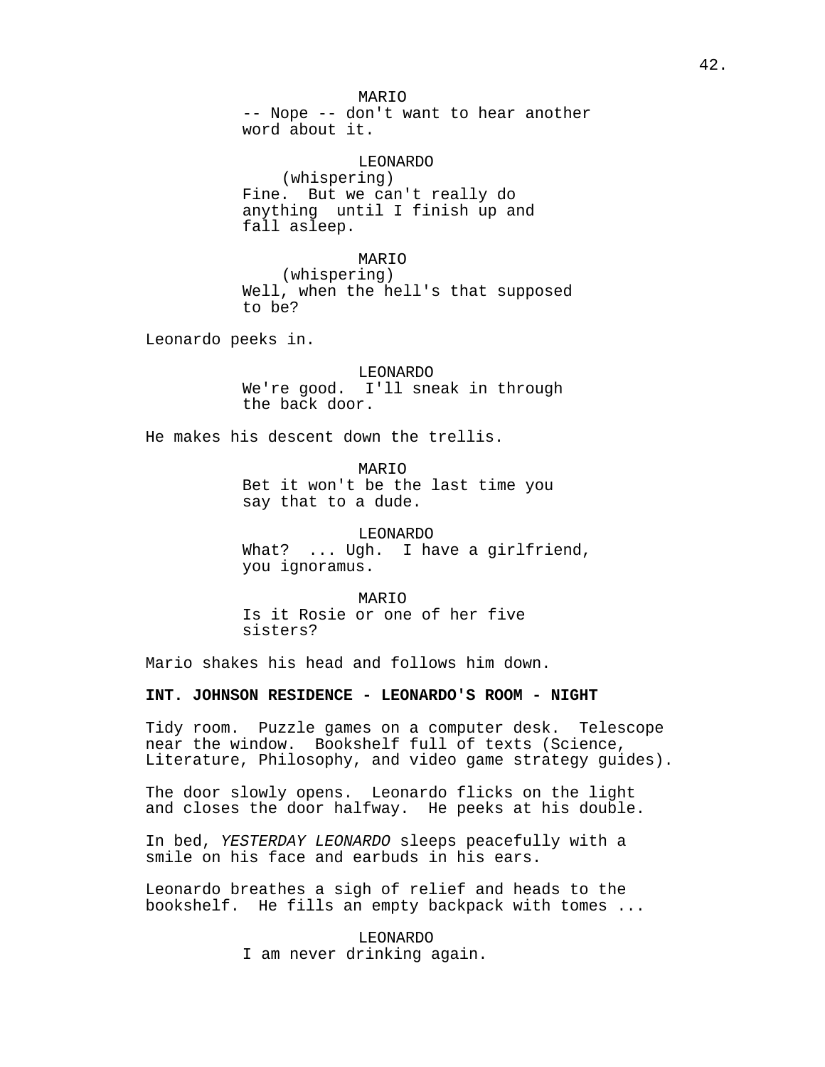MARIO
-- Nope -- don't want to hear another word about it.

LEONARDO
(whispering)
Fine. But we can't really do anything until I finish up and fall asleep.

MARIO
(whispering)
Well, when the hell's that supposed to be?

Leonardo peeks in.

LEONARDO
We're good. I'll sneak in through the back door.

He makes his descent down the trellis.

MARIO
Bet it won't be the last time you say that to a dude.

LEONARDO
What? ... Ugh. I have a girlfriend, you ignoramus.

MARIO
Is it Rosie or one of her five sisters?

Mario shakes his head and follows him down.

**INT. JOHNSON RESIDENCE - LEONARDO'S ROOM - NIGHT**

Tidy room. Puzzle games on a computer desk. Telescope near the window. Bookshelf full of texts (Science, Literature, Philosophy, and video game strategy guides).

The door slowly opens. Leonardo flicks on the light and closes the door halfway. He peeks at his double.

In bed, *YESTERDAY LEONARDO* sleeps peacefully with a smile on his face and earbuds in his ears.

Leonardo breathes a sigh of relief and heads to the bookshelf. He fills an empty backpack with tomes ...

LEONARDO
I am never drinking again.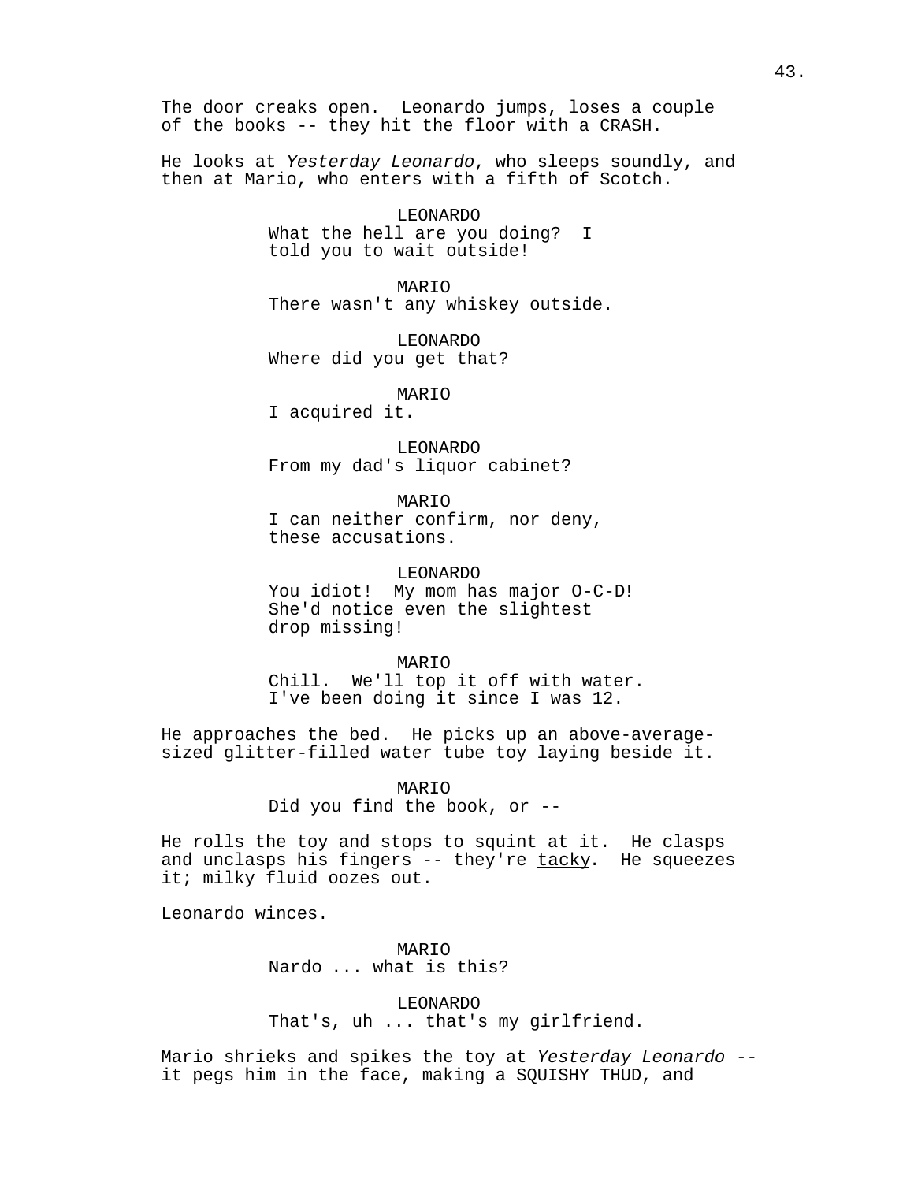The door creaks open. Leonardo jumps, loses a couple of the books -- they hit the floor with a CRASH.

He looks at *Yesterday Leonardo*, who sleeps soundly, and then at Mario, who enters with a fifth of Scotch.

LEONARDO
What the hell are you doing? I told you to wait outside!

MARIO
There wasn't any whiskey outside.

LEONARDO
Where did you get that?

MARIO
I acquired it.

LEONARDO
From my dad's liquor cabinet?

MARIO
I can neither confirm, nor deny, these accusations.

LEONARDO
You idiot! My mom has major O-C-D! She'd notice even the slightest drop missing!

MARIO
Chill. We'll top it off with water. I've been doing it since I was 12.

He approaches the bed. He picks up an above-average-sized glitter-filled water tube toy laying beside it.

MARIO
Did you find the book, or --

He rolls the toy and stops to squint at it. He clasps and unclasps his fingers -- they're <u>tacky</u>. He squeezes it; milky fluid oozes out.

Leonardo winces.

MARIO
Nardo ... what is this?

LEONARDO
That's, uh ... that's my girlfriend.

Mario shrieks and spikes the toy at *Yesterday Leonardo* -- it pegs him in the face, making a SQUISHY THUD, and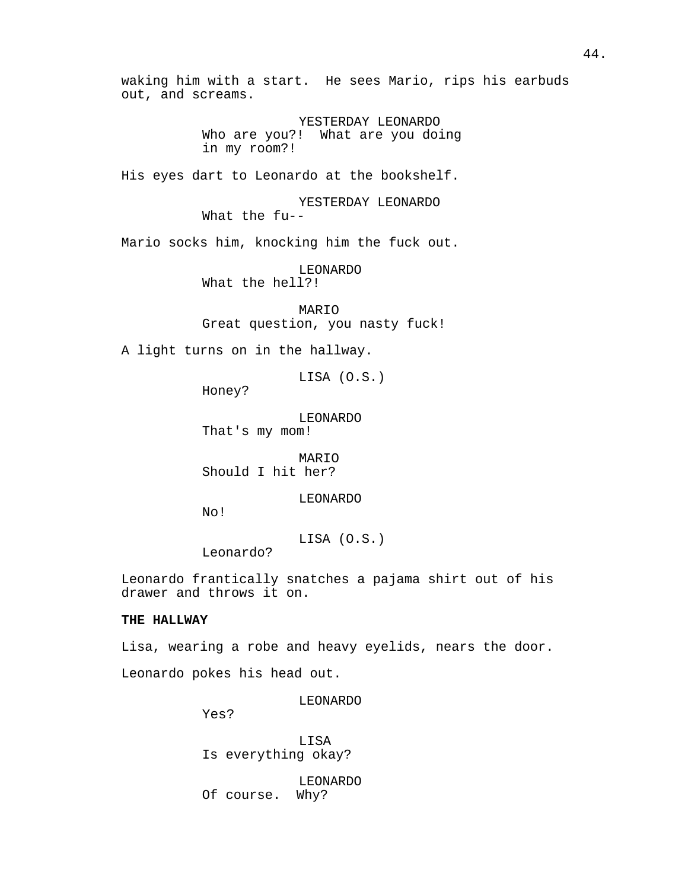waking him with a start. He sees Mario, rips his earbuds out, and screams.

YESTERDAY LEONARDO
Who are you?! What are you doing in my room?!

His eyes dart to Leonardo at the bookshelf.

YESTERDAY LEONARDO
What the fu--

Mario socks him, knocking him the fuck out.

LEONARDO
What the hell?!

MARIO
Great question, you nasty fuck!

A light turns on in the hallway.

LISA (O.S.)
Honey?

LEONARDO
That's my mom!

MARIO
Should I hit her?

LEONARDO
No!

LISA (O.S.)
Leonardo?

Leonardo frantically snatches a pajama shirt out of his drawer and throws it on.

**THE HALLWAY**

Lisa, wearing a robe and heavy eyelids, nears the door.

Leonardo pokes his head out.

LEONARDO
Yes?

LISA
Is everything okay?

LEONARDO
Of course. Why?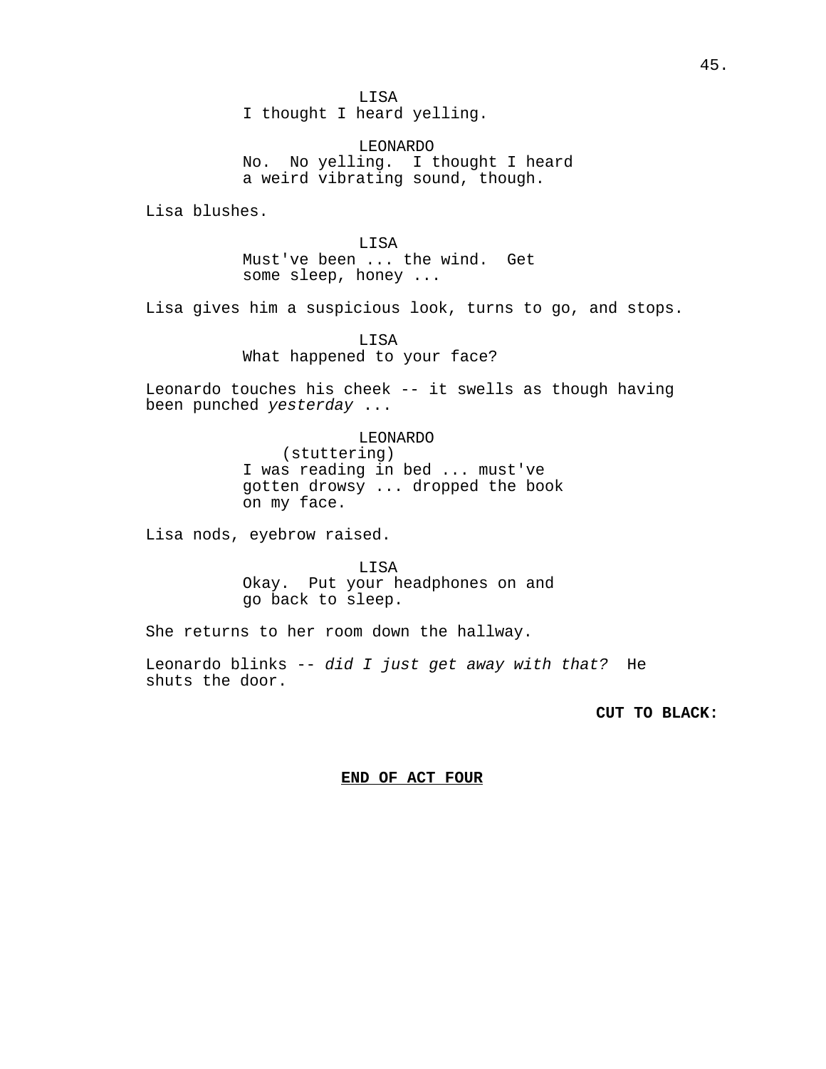LISA

I thought I heard yelling.

LEONARDO

No. No yelling. I thought I heard a weird vibrating sound, though.

Lisa blushes.

LISA

Must've been ... the wind. Get some sleep, honey ...

Lisa gives him a suspicious look, turns to go, and stops.

LISA

What happened to your face?

Leonardo touches his cheek -- it swells as though having been punched *yesterday* ...

LEONARDO

(stuttering)

I was reading in bed ... must've gotten drowsy ... dropped the book on my face.

Lisa nods, eyebrow raised.

LISA

Okay. Put your headphones on and go back to sleep.

She returns to her room down the hallway.

Leonardo blinks -- *did I just get away with that?* He shuts the door.

**CUT TO BLACK:**

**END OF ACT FOUR**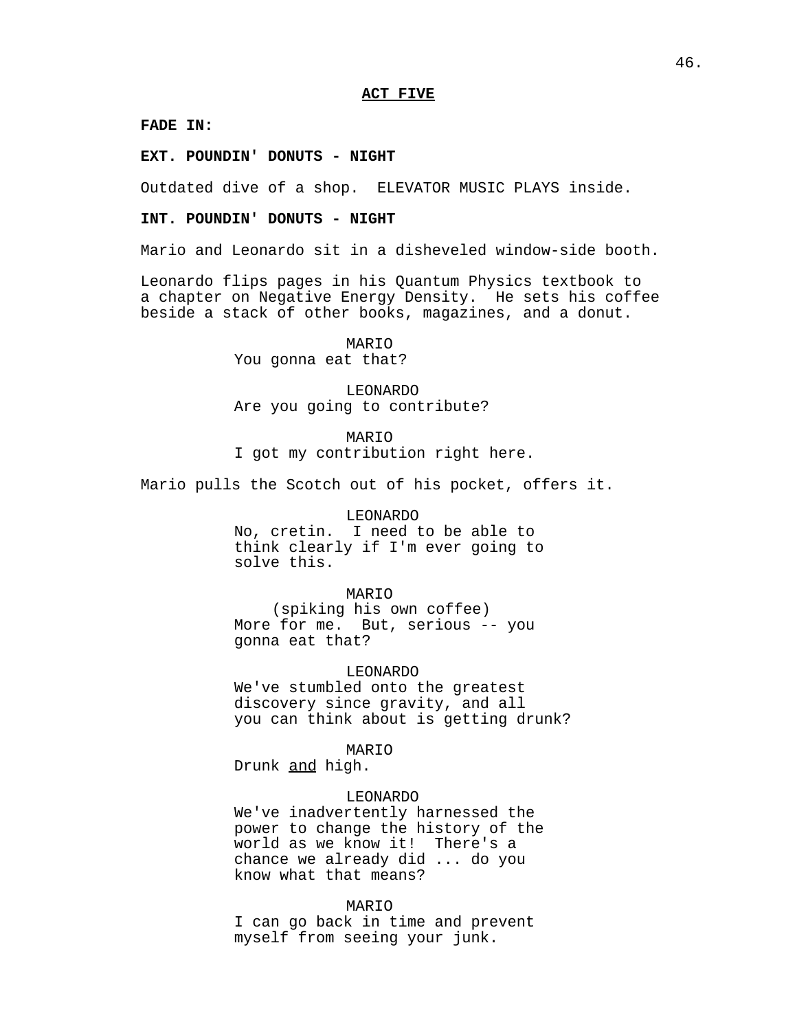**ACT FIVE**

**FADE IN:**

**EXT. POUNDIN' DONUTS - NIGHT**

Outdated dive of a shop. ELEVATOR MUSIC PLAYS inside.

**INT. POUNDIN' DONUTS - NIGHT**

Mario and Leonardo sit in a disheveled window-side booth.

Leonardo flips pages in his Quantum Physics textbook to a chapter on Negative Energy Density. He sets his coffee beside a stack of other books, magazines, and a donut.

MARIO
You gonna eat that?

LEONARDO
Are you going to contribute?

MARIO
I got my contribution right here.

Mario pulls the Scotch out of his pocket, offers it.

LEONARDO
No, cretin. I need to be able to think clearly if I'm ever going to solve this.

MARIO
(spiking his own coffee)
More for me. But, serious -- you gonna eat that?

LEONARDO
We've stumbled onto the greatest discovery since gravity, and all you can think about is getting drunk?

MARIO
Drunk <u>and</u> high.

LEONARDO
We've inadvertently harnessed the power to change the history of the world as we know it! There's a chance we already did ... do you know what that means?

MARIO
I can go back in time and prevent myself from seeing your junk.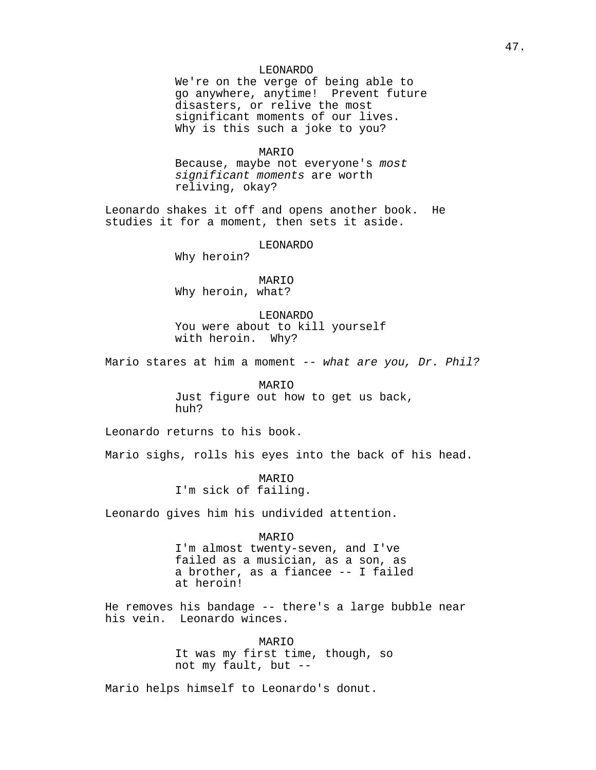LEONARDO

We're on the verge of being able to go anywhere, anytime! Prevent future disasters, or relive the most significant moments of our lives. Why is this such a joke to you?

MARIO

Because, maybe not everyone's *most significant moments* are worth reliving, okay?

Leonardo shakes it off and opens another book. He studies it for a moment, then sets it aside.

LEONARDO

Why heroin?

MARIO

Why heroin, what?

LEONARDO

You were about to kill yourself with heroin. Why?

Mario stares at him a moment -- *what are you, Dr. Phil?*

MARIO

Just figure out how to get us back, huh?

Leonardo returns to his book.

Mario sighs, rolls his eyes into the back of his head.

MARIO

I'm sick of failing.

Leonardo gives him his undivided attention.

MARIO

I'm almost twenty-seven, and I've failed as a musician, as a son, as a brother, as a fiancee -- I failed at heroin!

He removes his bandage -- there's a large bubble near his vein. Leonardo winces.

MARIO

It was my first time, though, so not my fault, but --

Mario helps himself to Leonardo's donut.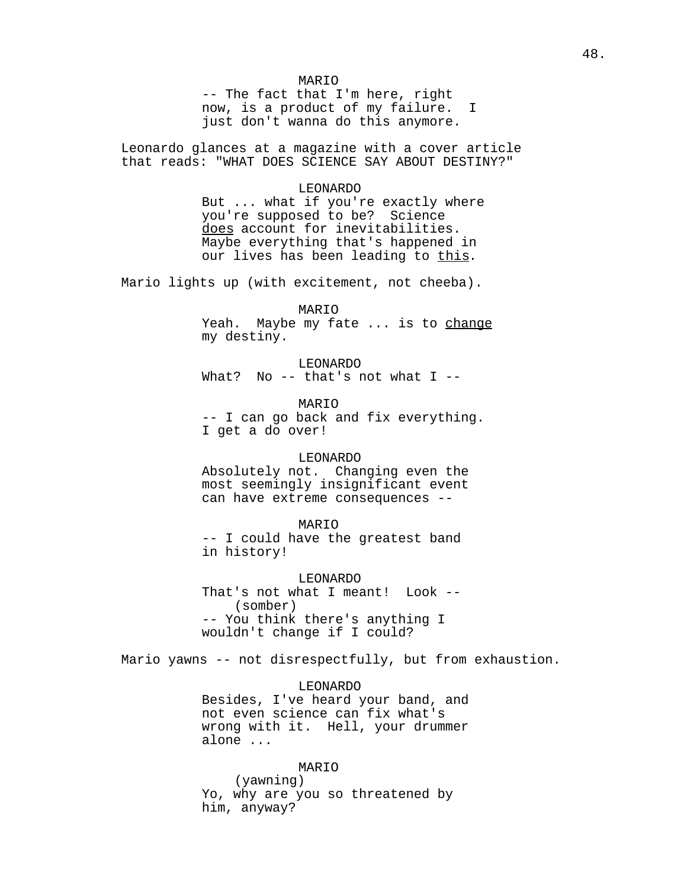MARIO

-- The fact that I'm here, right now, is a product of my failure. I just don't wanna do this anymore.

Leonardo glances at a magazine with a cover article that reads: "WHAT DOES SCIENCE SAY ABOUT DESTINY?"

LEONARDO

But ... what if you're exactly where you're supposed to be? Science _does_ account for inevitabilities. Maybe everything that's happened in our lives has been leading to _this_.

Mario lights up (with excitement, not cheeba).

MARIO

Yeah. Maybe my fate ... is to _change_ my destiny.

LEONARDO

What? No -- that's not what I --

MARIO

-- I can go back and fix everything. I get a do over!

LEONARDO

Absolutely not. Changing even the most seemingly insignificant event can have extreme consequences --

MARIO

-- I could have the greatest band in history!

LEONARDO

That's not what I meant! Look --
(somber)
-- You think there's anything I wouldn't change if I could?

Mario yawns -- not disrespectfully, but from exhaustion.

LEONARDO

Besides, I've heard your band, and not even science can fix what's wrong with it. Hell, your drummer alone ...

MARIO

(yawning)
Yo, why are you so threatened by him, anyway?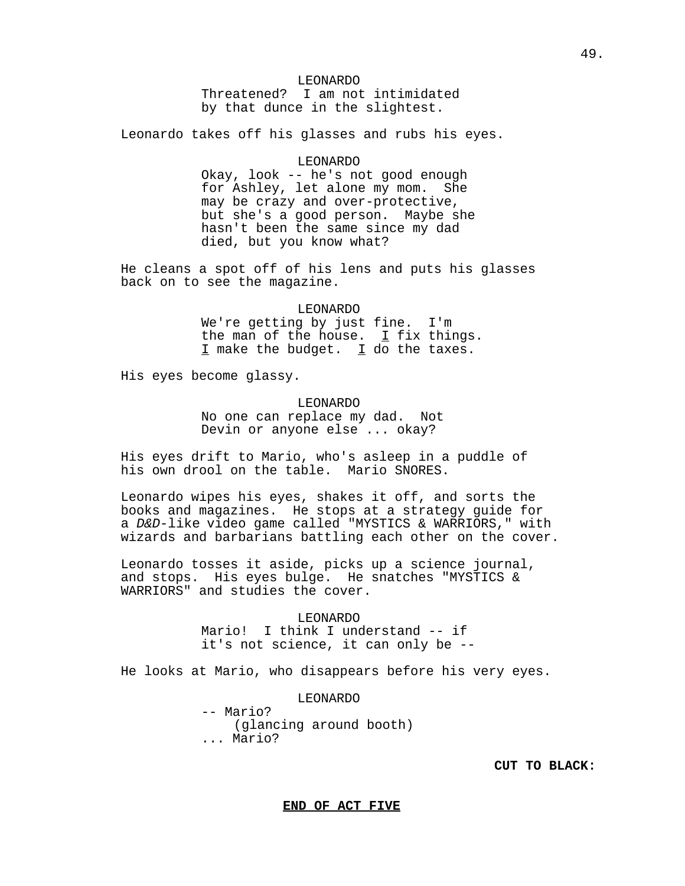LEONARDO

Threatened? I am not intimidated by that dunce in the slightest.

Leonardo takes off his glasses and rubs his eyes.

LEONARDO

Okay, look -- he's not good enough for Ashley, let alone my mom. She may be crazy and over-protective, but she's a good person. Maybe she hasn't been the same since my dad died, but you know what?

He cleans a spot off of his lens and puts his glasses back on to see the magazine.

LEONARDO

We're getting by just fine. I'm the man of the house. I fix things. I make the budget. I do the taxes.

His eyes become glassy.

LEONARDO

No one can replace my dad. Not Devin or anyone else ... okay?

His eyes drift to Mario, who's asleep in a puddle of his own drool on the table. Mario SNORES.

Leonardo wipes his eyes, shakes it off, and sorts the books and magazines. He stops at a strategy guide for a *D&D*-like video game called "MYSTICS & WARRIORS," with wizards and barbarians battling each other on the cover.

Leonardo tosses it aside, picks up a science journal, and stops. His eyes bulge. He snatches "MYSTICS & WARRIORS" and studies the cover.

LEONARDO

Mario! I think I understand -- if it's not science, it can only be --

He looks at Mario, who disappears before his very eyes.

LEONARDO

-- Mario?
(glancing around booth)
... Mario?

**CUT TO BLACK:**

**END OF ACT FIVE**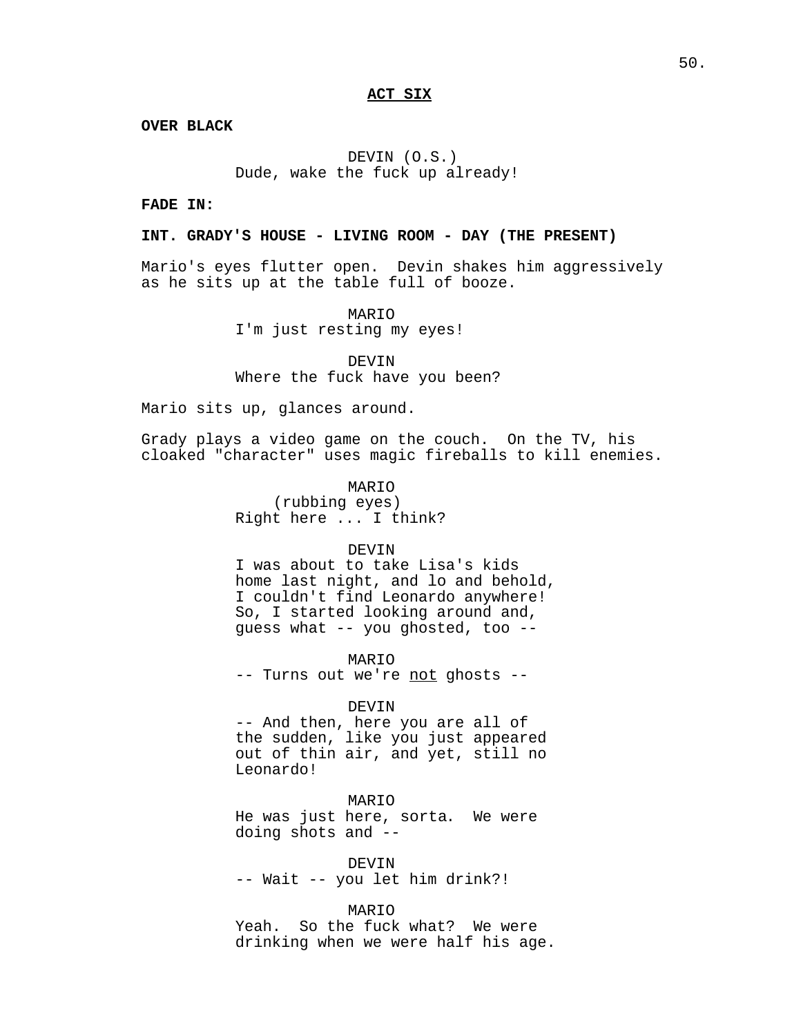**ACT SIX**

**OVER BLACK**

DEVIN (O.S.)
Dude, wake the fuck up already!

**FADE IN:**

**INT. GRADY'S HOUSE - LIVING ROOM - DAY (THE PRESENT)**

Mario's eyes flutter open. Devin shakes him aggressively as he sits up at the table full of booze.

MARIO
I'm just resting my eyes!

DEVIN
Where the fuck have you been?

Mario sits up, glances around.

Grady plays a video game on the couch. On the TV, his cloaked "character" uses magic fireballs to kill enemies.

MARIO
(rubbing eyes)
Right here ... I think?

DEVIN
I was about to take Lisa's kids home last night, and lo and behold, I couldn't find Leonardo anywhere! So, I started looking around and, guess what -- you ghosted, too --

MARIO
-- Turns out we're <u>not</u> ghosts --

DEVIN
-- And then, here you are all of the sudden, like you just appeared out of thin air, and yet, still no Leonardo!

MARIO
He was just here, sorta. We were doing shots and --

DEVIN
-- Wait -- you let him drink?!

MARIO
Yeah. So the fuck what? We were drinking when we were half his age.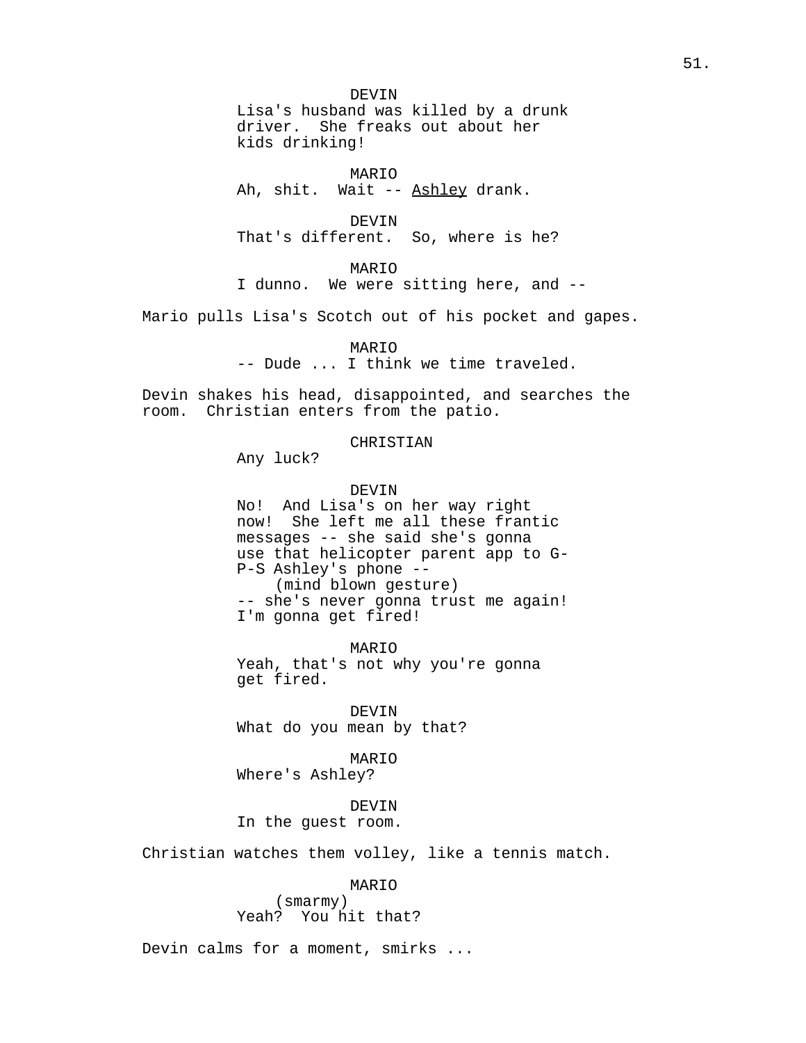DEVIN
Lisa's husband was killed by a drunk driver. She freaks out about her kids drinking!

MARIO
Ah, shit. Wait -- <u>Ashley</u> drank.

DEVIN
That's different. So, where is he?

MARIO
I dunno. We were sitting here, and --

Mario pulls Lisa's Scotch out of his pocket and gapes.

MARIO
-- Dude ... I think we time traveled.

Devin shakes his head, disappointed, and searches the room. Christian enters from the patio.

CHRISTIAN
Any luck?

DEVIN
No! And Lisa's on her way right now! She left me all these frantic messages -- she said she's gonna use that helicopter parent app to G-P-S Ashley's phone --
(mind blown gesture)
-- she's never gonna trust me again! I'm gonna get fired!

MARIO
Yeah, that's not why you're gonna get fired.

DEVIN
What do you mean by that?

MARIO
Where's Ashley?

DEVIN
In the guest room.

Christian watches them volley, like a tennis match.

MARIO
(smarmy)
Yeah? You hit that?

Devin calms for a moment, smirks ...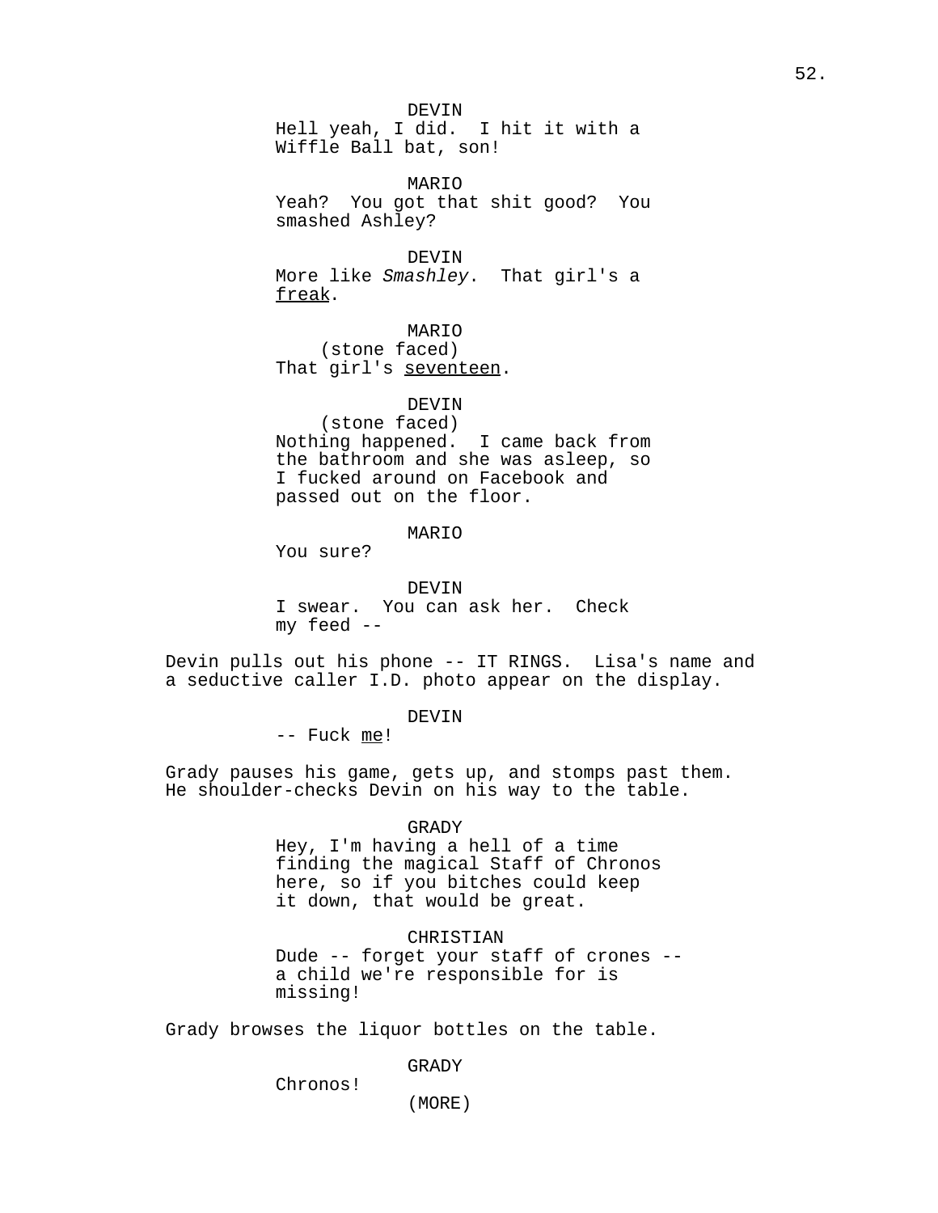DEVIN
Hell yeah, I did. I hit it with a Wiffle Ball bat, son!

MARIO
Yeah? You got that shit good? You smashed Ashley?

DEVIN
More like *Smashley*. That girl's a freak.

MARIO
(stone faced)
That girl's seventeen.

DEVIN
(stone faced)
Nothing happened. I came back from the bathroom and she was asleep, so I fucked around on Facebook and passed out on the floor.

MARIO
You sure?

DEVIN
I swear. You can ask her. Check my feed --

Devin pulls out his phone -- IT RINGS. Lisa's name and a seductive caller I.D. photo appear on the display.

DEVIN
-- Fuck me!

Grady pauses his game, gets up, and stomps past them. He shoulder-checks Devin on his way to the table.

GRADY
Hey, I'm having a hell of a time finding the magical Staff of Chronos here, so if you bitches could keep it down, that would be great.

CHRISTIAN
Dude -- forget your staff of crones -- a child we're responsible for is missing!

Grady browses the liquor bottles on the table.

GRADY
Chronos!
(MORE)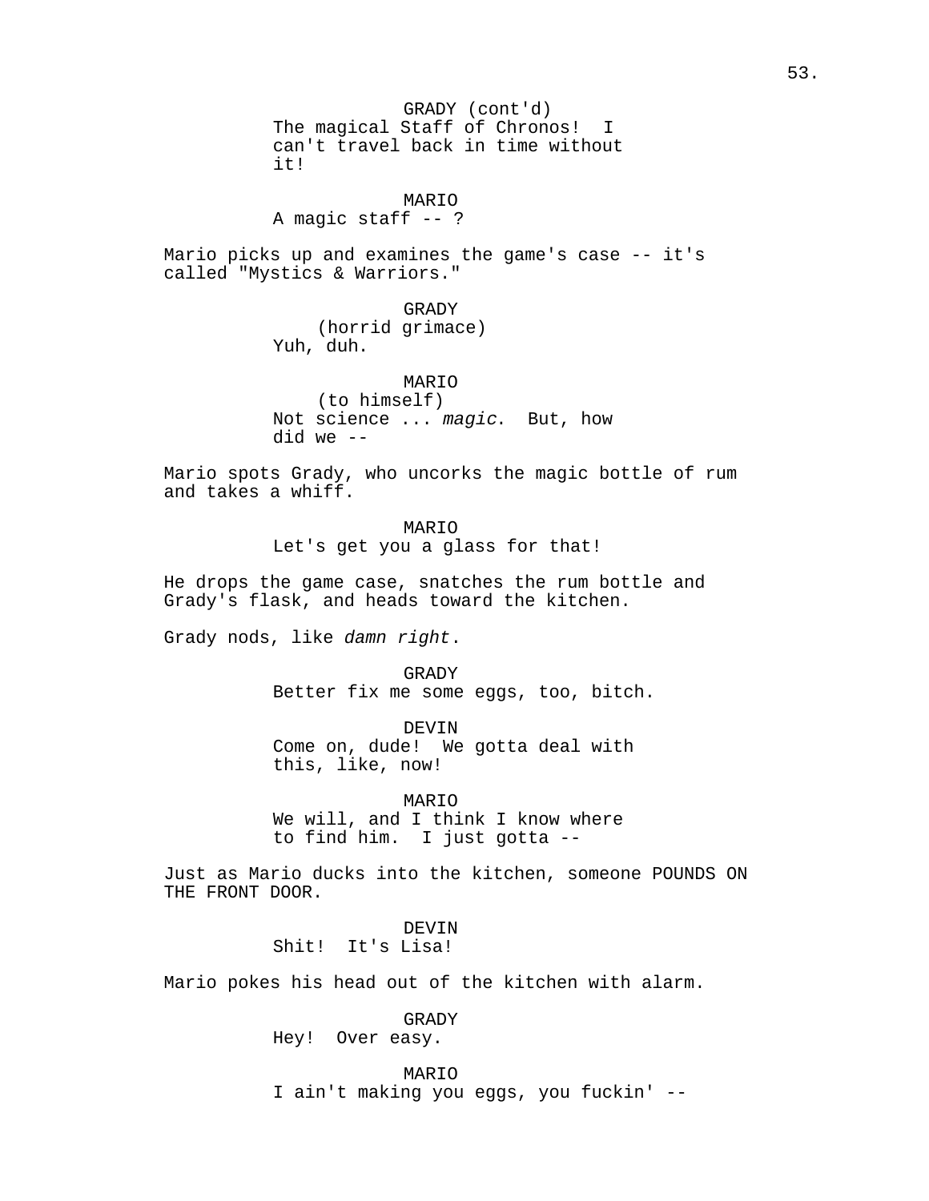GRADY (cont'd)
The magical Staff of Chronos!  I can't travel back in time without it!

MARIO
A magic staff -- ?

Mario picks up and examines the game's case -- it's called "Mystics & Warriors."

GRADY
(horrid grimace)
Yuh, duh.

MARIO
(to himself)
Not science ... *magic*.  But, how did we --

Mario spots Grady, who uncorks the magic bottle of rum and takes a whiff.

MARIO
Let's get you a glass for that!

He drops the game case, snatches the rum bottle and Grady's flask, and heads toward the kitchen.

Grady nods, like *damn right*.

GRADY
Better fix me some eggs, too, bitch.

DEVIN
Come on, dude!  We gotta deal with this, like, now!

MARIO
We will, and I think I know where to find him.  I just gotta --

Just as Mario ducks into the kitchen, someone POUNDS ON THE FRONT DOOR.

DEVIN
Shit!  It's Lisa!

Mario pokes his head out of the kitchen with alarm.

GRADY
Hey!  Over easy.

MARIO
I ain't making you eggs, you fuckin' --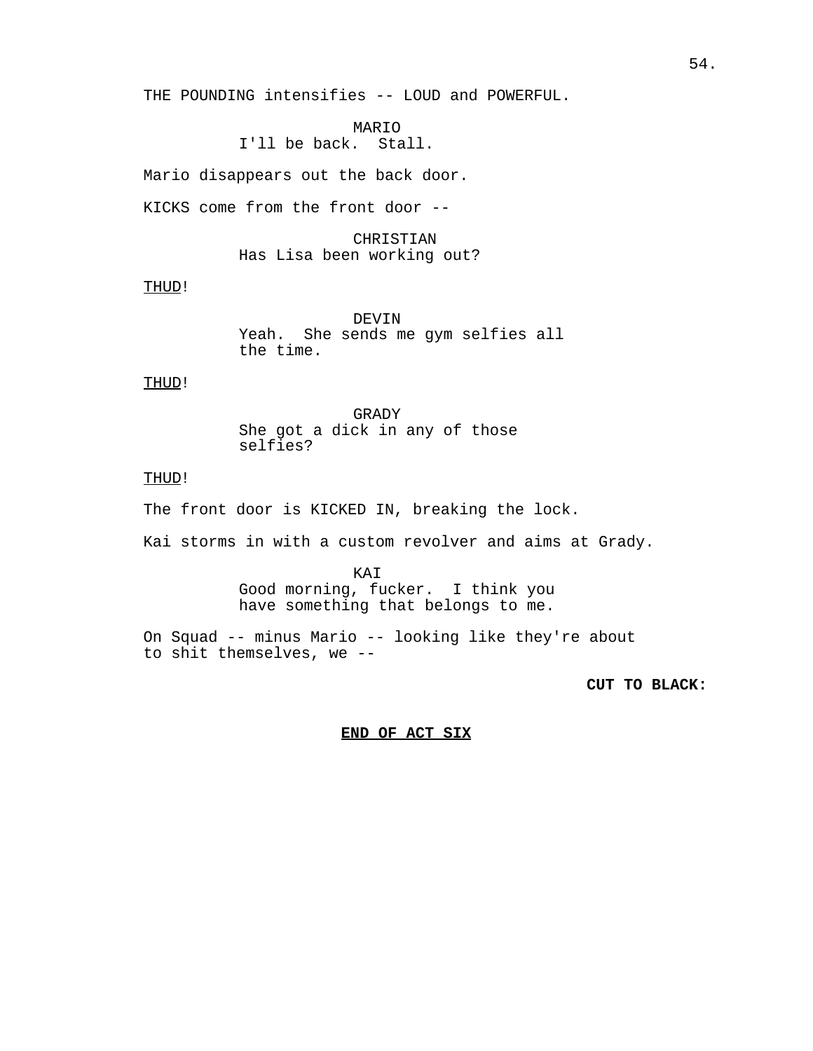THE POUNDING intensifies -- LOUD and POWERFUL.

MARIO
I'll be back.  Stall.

Mario disappears out the back door.

KICKS come from the front door --

CHRISTIAN
Has Lisa been working out?

THUD!

DEVIN
Yeah.  She sends me gym selfies all the time.

THUD!

GRADY
She got a dick in any of those selfies?

THUD!

The front door is KICKED IN, breaking the lock.

Kai storms in with a custom revolver and aims at Grady.

KAI
Good morning, fucker.  I think you have something that belongs to me.

On Squad -- minus Mario -- looking like they're about to shit themselves, we --

**CUT TO BLACK:**

**END OF ACT SIX**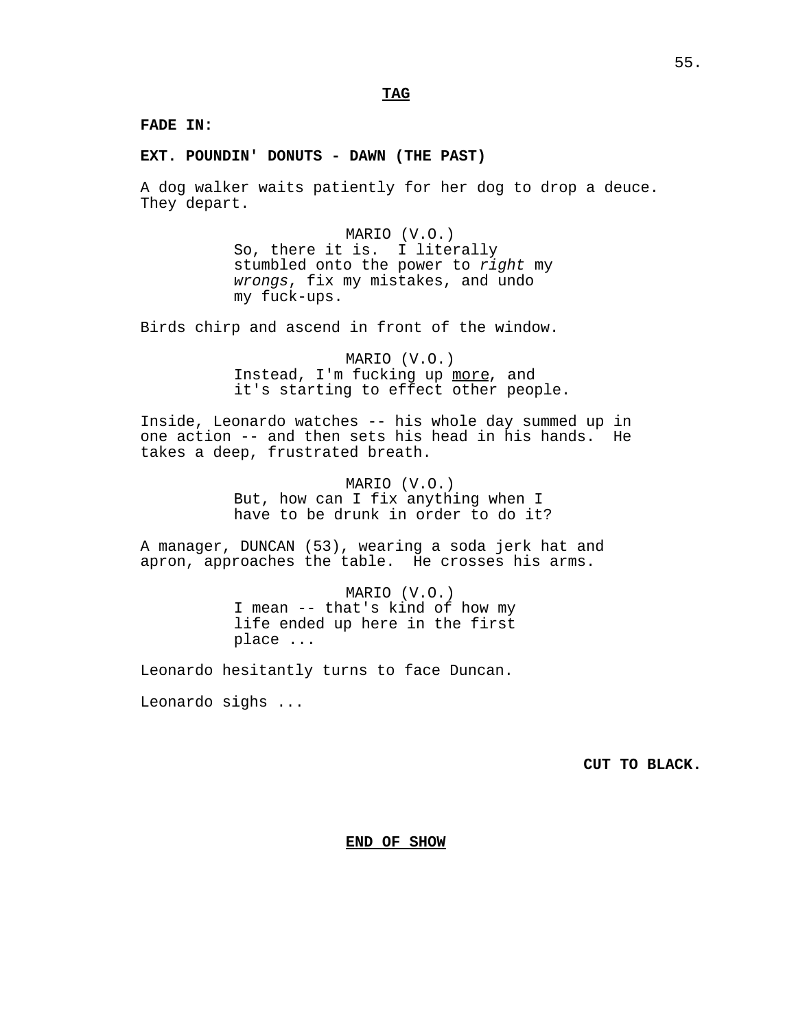**TAG**

**FADE IN:**

**EXT. POUNDIN' DONUTS - DAWN (THE PAST)**

A dog walker waits patiently for her dog to drop a deuce. They depart.

MARIO (V.O.)
So, there it is. I literally stumbled onto the power to *right* my *wrongs*, fix my mistakes, and undo my fuck-ups.

Birds chirp and ascend in front of the window.

MARIO (V.O.)
Instead, I'm fucking up more, and it's starting to effect other people.

Inside, Leonardo watches -- his whole day summed up in one action -- and then sets his head in his hands. He takes a deep, frustrated breath.

MARIO (V.O.)
But, how can I fix anything when I have to be drunk in order to do it?

A manager, DUNCAN (53), wearing a soda jerk hat and apron, approaches the table. He crosses his arms.

MARIO (V.O.)
I mean -- that's kind of how my life ended up here in the first place ...

Leonardo hesitantly turns to face Duncan.

Leonardo sighs ...

**CUT TO BLACK.**

**END OF SHOW**